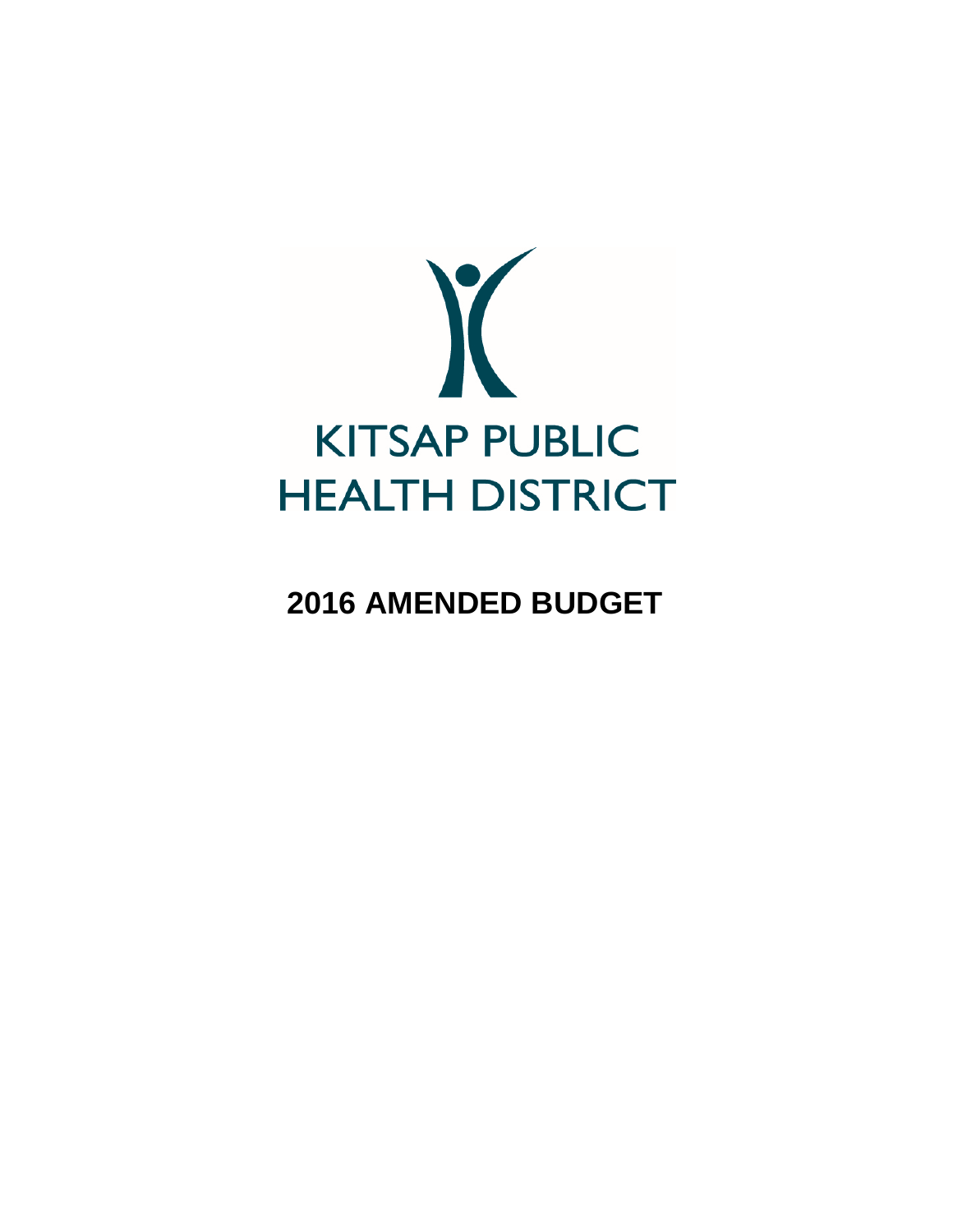KITSAP PUBLIC
HEALTH DISTRICT

# 2016 AMENDED BUDGET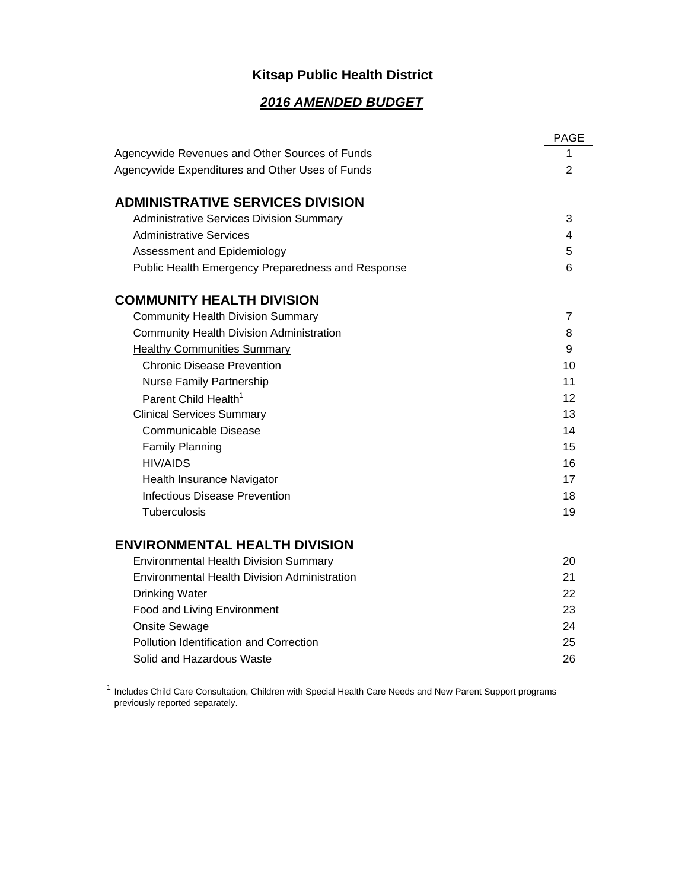# Kitsap Public Health District

## *2016 AMENDED BUDGET*

| | PAGE |
|---|---|
| Agencywide Revenues and Other Sources of Funds | 1 |
| Agencywide Expenditures and Other Uses of Funds | 2 |
| **ADMINISTRATIVE SERVICES DIVISION** | |
| Administrative Services Division Summary | 3 |
| Administrative Services | 4 |
| Assessment and Epidemiology | 5 |
| Public Health Emergency Preparedness and Response | 6 |
| **COMMUNITY HEALTH DIVISION** | |
| Community Health Division Summary | 7 |
| Community Health Division Administration | 8 |
| Healthy Communities Summary | 9 |
| Chronic Disease Prevention | 10 |
| Nurse Family Partnership | 11 |
| Parent Child Health[1] | 12 |
| Clinical Services Summary | 13 |
| Communicable Disease | 14 |
| Family Planning | 15 |
| HIV/AIDS | 16 |
| Health Insurance Navigator | 17 |
| Infectious Disease Prevention | 18 |
| Tuberculosis | 19 |
| **ENVIRONMENTAL HEALTH DIVISION** | |
| Environmental Health Division Summary | 20 |
| Environmental Health Division Administration | 21 |
| Drinking Water | 22 |
| Food and Living Environment | 23 |
| Onsite Sewage | 24 |
| Pollution Identification and Correction | 25 |
| Solid and Hazardous Waste | 26 |

[1] Includes Child Care Consultation, Children with Special Health Care Needs and New Parent Support programs previously reported separately.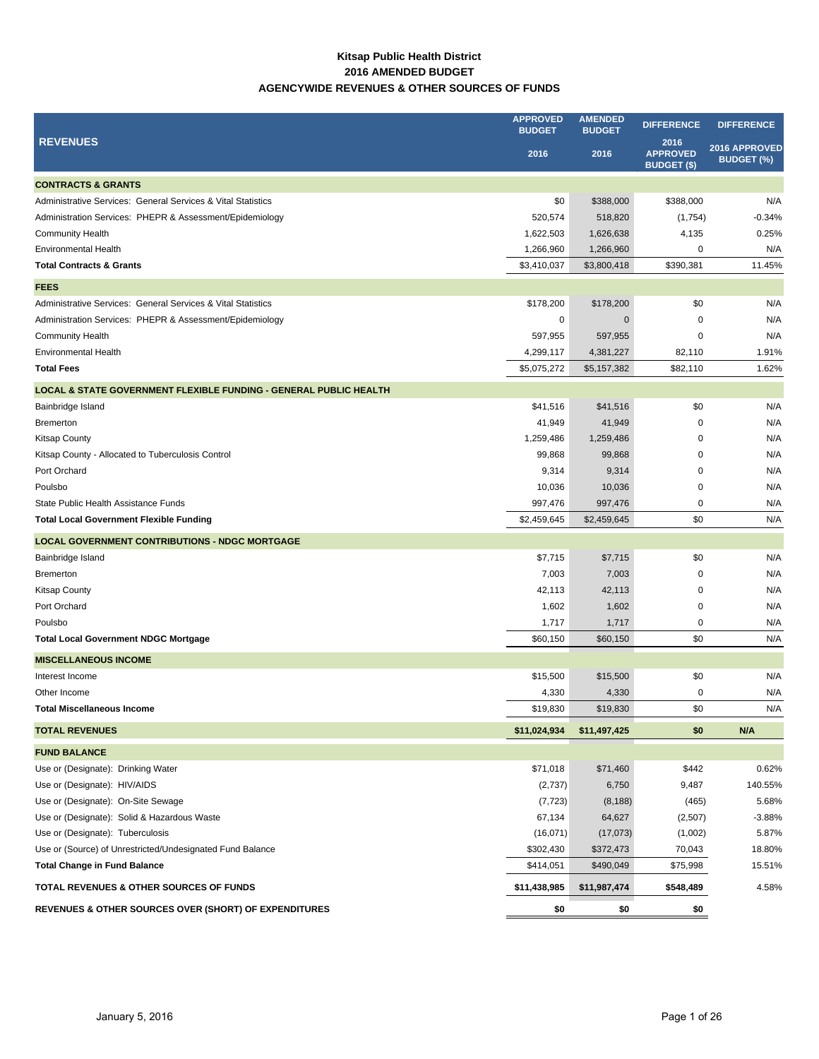**Kitsap Public Health District**
**2016 AMENDED BUDGET**
**AGENCYWIDE REVENUES & OTHER SOURCES OF FUNDS**

| REVENUES | APPROVED BUDGET 2016 | AMENDED BUDGET 2016 | DIFFERENCE 2016 APPROVED BUDGET ($) | DIFFERENCE 2016 APPROVED BUDGET (%) |
|---|---|---|---|---|
| **CONTRACTS & GRANTS** | | | | |
| Administrative Services: General Services & Vital Statistics | $0 | $388,000 | $388,000 | N/A |
| Administration Services: PHEPR & Assessment/Epidemiology | 520,574 | 518,820 | (1,754) | -0.34% |
| Community Health | 1,622,503 | 1,626,638 | 4,135 | 0.25% |
| Environmental Health | 1,266,960 | 1,266,960 | 0 | N/A |
| **Total Contracts & Grants** | $3,410,037 | $3,800,418 | $390,381 | 11.45% |
| **FEES** | | | | |
| Administrative Services: General Services & Vital Statistics | $178,200 | $178,200 | $0 | N/A |
| Administration Services: PHEPR & Assessment/Epidemiology | 0 | 0 | 0 | N/A |
| Community Health | 597,955 | 597,955 | 0 | N/A |
| Environmental Health | 4,299,117 | 4,381,227 | 82,110 | 1.91% |
| **Total Fees** | $5,075,272 | $5,157,382 | $82,110 | 1.62% |
| **LOCAL & STATE GOVERNMENT FLEXIBLE FUNDING - GENERAL PUBLIC HEALTH** | | | | |
| Bainbridge Island | $41,516 | $41,516 | $0 | N/A |
| Bremerton | 41,949 | 41,949 | 0 | N/A |
| Kitsap County | 1,259,486 | 1,259,486 | 0 | N/A |
| Kitsap County - Allocated to Tuberculosis Control | 99,868 | 99,868 | 0 | N/A |
| Port Orchard | 9,314 | 9,314 | 0 | N/A |
| Poulsbo | 10,036 | 10,036 | 0 | N/A |
| State Public Health Assistance Funds | 997,476 | 997,476 | 0 | N/A |
| **Total Local Government Flexible Funding** | $2,459,645 | $2,459,645 | $0 | N/A |
| **LOCAL GOVERNMENT CONTRIBUTIONS - NDGC MORTGAGE** | | | | |
| Bainbridge Island | $7,715 | $7,715 | $0 | N/A |
| Bremerton | 7,003 | 7,003 | 0 | N/A |
| Kitsap County | 42,113 | 42,113 | 0 | N/A |
| Port Orchard | 1,602 | 1,602 | 0 | N/A |
| Poulsbo | 1,717 | 1,717 | 0 | N/A |
| **Total Local Government NDGC Mortgage** | $60,150 | $60,150 | $0 | N/A |
| **MISCELLANEOUS INCOME** | | | | |
| Interest Income | $15,500 | $15,500 | $0 | N/A |
| Other Income | 4,330 | 4,330 | 0 | N/A |
| **Total Miscellaneous Income** | $19,830 | $19,830 | $0 | N/A |
| **TOTAL REVENUES** | **$11,024,934** | **$11,497,425** | **$0** | **N/A** |
| **FUND BALANCE** | | | | |
| Use or (Designate): Drinking Water | $71,018 | $71,460 | $442 | 0.62% |
| Use or (Designate): HIV/AIDS | (2,737) | 6,750 | 9,487 | 140.55% |
| Use or (Designate): On-Site Sewage | (7,723) | (8,188) | (465) | 5.68% |
| Use or (Designate): Solid & Hazardous Waste | 67,134 | 64,627 | (2,507) | -3.88% |
| Use or (Designate): Tuberculosis | (16,071) | (17,073) | (1,002) | 5.87% |
| Use or (Source) of Unrestricted/Undesignated Fund Balance | $302,430 | $372,473 | 70,043 | 18.80% |
| **Total Change in Fund Balance** | $414,051 | $490,049 | $75,998 | 15.51% |
| **TOTAL REVENUES & OTHER SOURCES OF FUNDS** | **$11,438,985** | **$11,987,474** | **$548,489** | 4.58% |
| **REVENUES & OTHER SOURCES OVER (SHORT) OF EXPENDITURES** | **$0** | **$0** | **$0** | |

January 5, 2016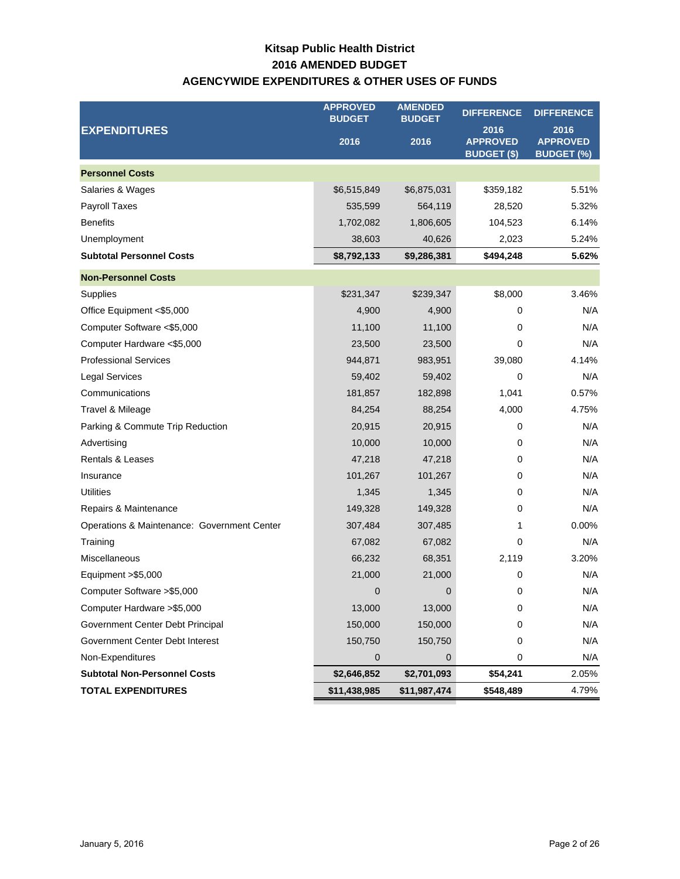# Kitsap Public Health District
## 2016 AMENDED BUDGET
## AGENCYWIDE EXPENDITURES & OTHER USES OF FUNDS

| EXPENDITURES | APPROVED BUDGET 2016 | AMENDED BUDGET 2016 | DIFFERENCE 2016 APPROVED BUDGET ($) | DIFFERENCE 2016 APPROVED BUDGET (%) |
|---|---|---|---|---|
| **Personnel Costs** | | | | |
| Salaries & Wages | $6,515,849 | $6,875,031 | $359,182 | 5.51% |
| Payroll Taxes | 535,599 | 564,119 | 28,520 | 5.32% |
| Benefits | 1,702,082 | 1,806,605 | 104,523 | 6.14% |
| Unemployment | 38,603 | 40,626 | 2,023 | 5.24% |
| **Subtotal Personnel Costs** | **$8,792,133** | **$9,286,381** | **$494,248** | **5.62%** |
| **Non-Personnel Costs** | | | | |
| Supplies | $231,347 | $239,347 | $8,000 | 3.46% |
| Office Equipment <$5,000 | 4,900 | 4,900 | 0 | N/A |
| Computer Software <$5,000 | 11,100 | 11,100 | 0 | N/A |
| Computer Hardware <$5,000 | 23,500 | 23,500 | 0 | N/A |
| Professional Services | 944,871 | 983,951 | 39,080 | 4.14% |
| Legal Services | 59,402 | 59,402 | 0 | N/A |
| Communications | 181,857 | 182,898 | 1,041 | 0.57% |
| Travel & Mileage | 84,254 | 88,254 | 4,000 | 4.75% |
| Parking & Commute Trip Reduction | 20,915 | 20,915 | 0 | N/A |
| Advertising | 10,000 | 10,000 | 0 | N/A |
| Rentals & Leases | 47,218 | 47,218 | 0 | N/A |
| Insurance | 101,267 | 101,267 | 0 | N/A |
| Utilities | 1,345 | 1,345 | 0 | N/A |
| Repairs & Maintenance | 149,328 | 149,328 | 0 | N/A |
| Operations & Maintenance: Government Center | 307,484 | 307,485 | 1 | 0.00% |
| Training | 67,082 | 67,082 | 0 | N/A |
| Miscellaneous | 66,232 | 68,351 | 2,119 | 3.20% |
| Equipment >$5,000 | 21,000 | 21,000 | 0 | N/A |
| Computer Software >$5,000 | 0 | 0 | 0 | N/A |
| Computer Hardware >$5,000 | 13,000 | 13,000 | 0 | N/A |
| Government Center Debt Principal | 150,000 | 150,000 | 0 | N/A |
| Government Center Debt Interest | 150,750 | 150,750 | 0 | N/A |
| Non-Expenditures | 0 | 0 | 0 | N/A |
| **Subtotal Non-Personnel Costs** | **$2,646,852** | **$2,701,093** | **$54,241** | 2.05% |
| **TOTAL EXPENDITURES** | **$11,438,985** | **$11,987,474** | **$548,489** | 4.79% |

January 5, 2016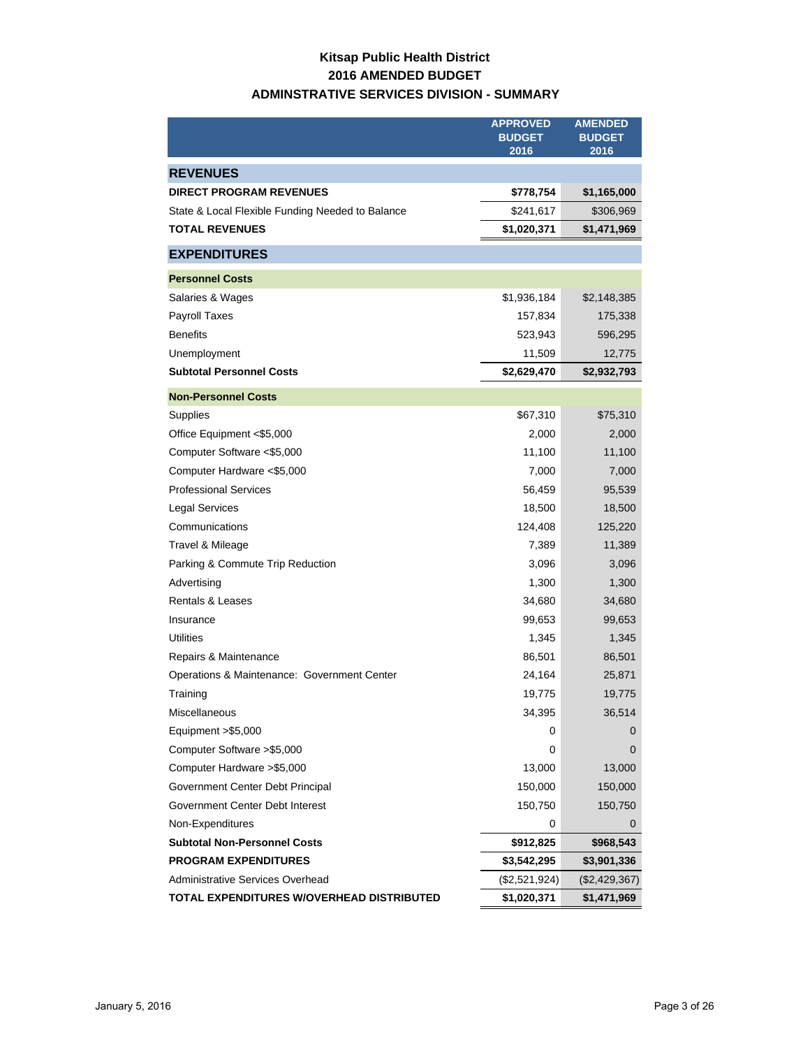# Kitsap Public Health District
## 2016 AMENDED BUDGET
## ADMINSTRATIVE SERVICES DIVISION - SUMMARY

| | APPROVED BUDGET 2016 | AMENDED BUDGET 2016 |
|---|---|---|
| **REVENUES** | | |
| **DIRECT PROGRAM REVENUES** | **$778,754** | **$1,165,000** |
| State & Local Flexible Funding Needed to Balance | $241,617 | $306,969 |
| **TOTAL REVENUES** | **$1,020,371** | **$1,471,969** |
| **EXPENDITURES** | | |
| **Personnel Costs** | | |
| Salaries & Wages | $1,936,184 | $2,148,385 |
| Payroll Taxes | 157,834 | 175,338 |
| Benefits | 523,943 | 596,295 |
| Unemployment | 11,509 | 12,775 |
| **Subtotal Personnel Costs** | **$2,629,470** | **$2,932,793** |
| **Non-Personnel Costs** | | |
| Supplies | $67,310 | $75,310 |
| Office Equipment <$5,000 | 2,000 | 2,000 |
| Computer Software <$5,000 | 11,100 | 11,100 |
| Computer Hardware <$5,000 | 7,000 | 7,000 |
| Professional Services | 56,459 | 95,539 |
| Legal Services | 18,500 | 18,500 |
| Communications | 124,408 | 125,220 |
| Travel & Mileage | 7,389 | 11,389 |
| Parking & Commute Trip Reduction | 3,096 | 3,096 |
| Advertising | 1,300 | 1,300 |
| Rentals & Leases | 34,680 | 34,680 |
| Insurance | 99,653 | 99,653 |
| Utilities | 1,345 | 1,345 |
| Repairs & Maintenance | 86,501 | 86,501 |
| Operations & Maintenance: Government Center | 24,164 | 25,871 |
| Training | 19,775 | 19,775 |
| Miscellaneous | 34,395 | 36,514 |
| Equipment >$5,000 | 0 | 0 |
| Computer Software >$5,000 | 0 | 0 |
| Computer Hardware >$5,000 | 13,000 | 13,000 |
| Government Center Debt Principal | 150,000 | 150,000 |
| Government Center Debt Interest | 150,750 | 150,750 |
| Non-Expenditures | 0 | 0 |
| **Subtotal Non-Personnel Costs** | **$912,825** | **$968,543** |
| **PROGRAM EXPENDITURES** | **$3,542,295** | **$3,901,336** |
| Administrative Services Overhead | ($2,521,924) | ($2,429,367) |
| **TOTAL EXPENDITURES W/OVERHEAD DISTRIBUTED** | **$1,020,371** | **$1,471,969** |

January 5, 2016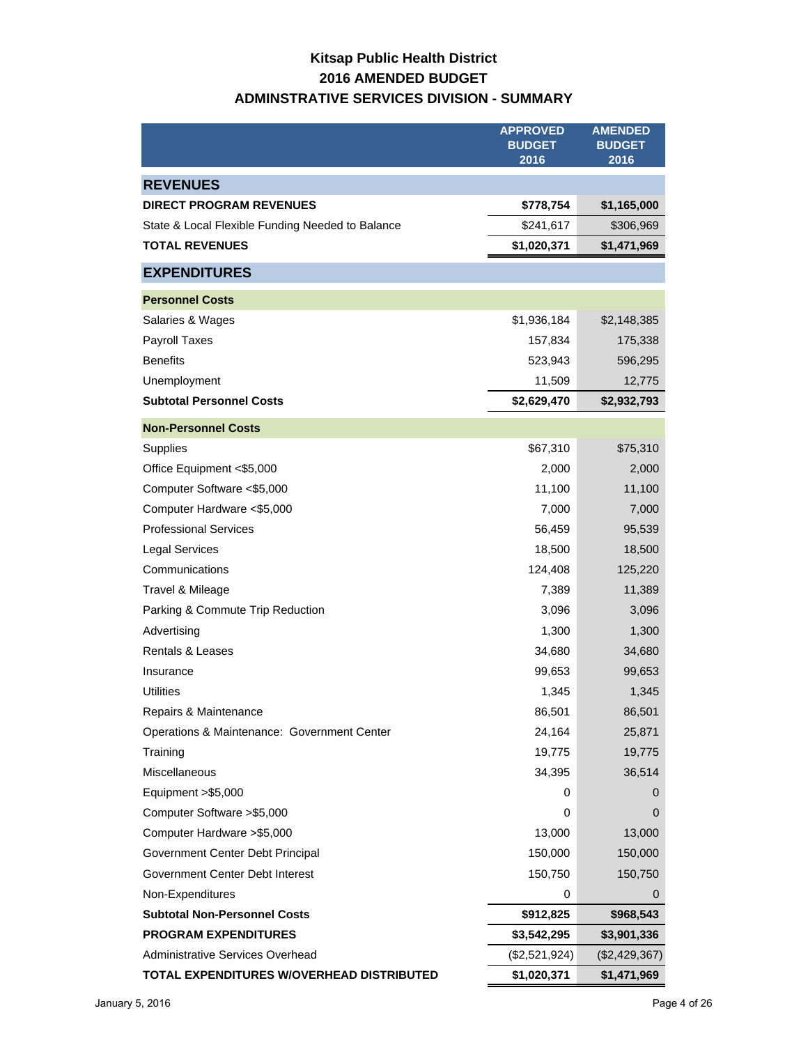# Kitsap Public Health District

## 2016 AMENDED BUDGET

## ADMINSTRATIVE SERVICES DIVISION - SUMMARY

| | APPROVED BUDGET 2016 | AMENDED BUDGET 2016 |
|---|---|---|
| **REVENUES** | | |
| **DIRECT PROGRAM REVENUES** | **$778,754** | **$1,165,000** |
| State & Local Flexible Funding Needed to Balance | $241,617 | $306,969 |
| **TOTAL REVENUES** | **$1,020,371** | **$1,471,969** |
| **EXPENDITURES** | | |
| **Personnel Costs** | | |
| Salaries & Wages | $1,936,184 | $2,148,385 |
| Payroll Taxes | 157,834 | 175,338 |
| Benefits | 523,943 | 596,295 |
| Unemployment | 11,509 | 12,775 |
| **Subtotal Personnel Costs** | **$2,629,470** | **$2,932,793** |
| **Non-Personnel Costs** | | |
| Supplies | $67,310 | $75,310 |
| Office Equipment <$5,000 | 2,000 | 2,000 |
| Computer Software <$5,000 | 11,100 | 11,100 |
| Computer Hardware <$5,000 | 7,000 | 7,000 |
| Professional Services | 56,459 | 95,539 |
| Legal Services | 18,500 | 18,500 |
| Communications | 124,408 | 125,220 |
| Travel & Mileage | 7,389 | 11,389 |
| Parking & Commute Trip Reduction | 3,096 | 3,096 |
| Advertising | 1,300 | 1,300 |
| Rentals & Leases | 34,680 | 34,680 |
| Insurance | 99,653 | 99,653 |
| Utilities | 1,345 | 1,345 |
| Repairs & Maintenance | 86,501 | 86,501 |
| Operations & Maintenance: Government Center | 24,164 | 25,871 |
| Training | 19,775 | 19,775 |
| Miscellaneous | 34,395 | 36,514 |
| Equipment >$5,000 | 0 | 0 |
| Computer Software >$5,000 | 0 | 0 |
| Computer Hardware >$5,000 | 13,000 | 13,000 |
| Government Center Debt Principal | 150,000 | 150,000 |
| Government Center Debt Interest | 150,750 | 150,750 |
| Non-Expenditures | 0 | 0 |
| **Subtotal Non-Personnel Costs** | **$912,825** | **$968,543** |
| **PROGRAM EXPENDITURES** | **$3,542,295** | **$3,901,336** |
| Administrative Services Overhead | ($2,521,924) | ($2,429,367) |
| **TOTAL EXPENDITURES W/OVERHEAD DISTRIBUTED** | **$1,020,371** | **$1,471,969** |

January 5, 2016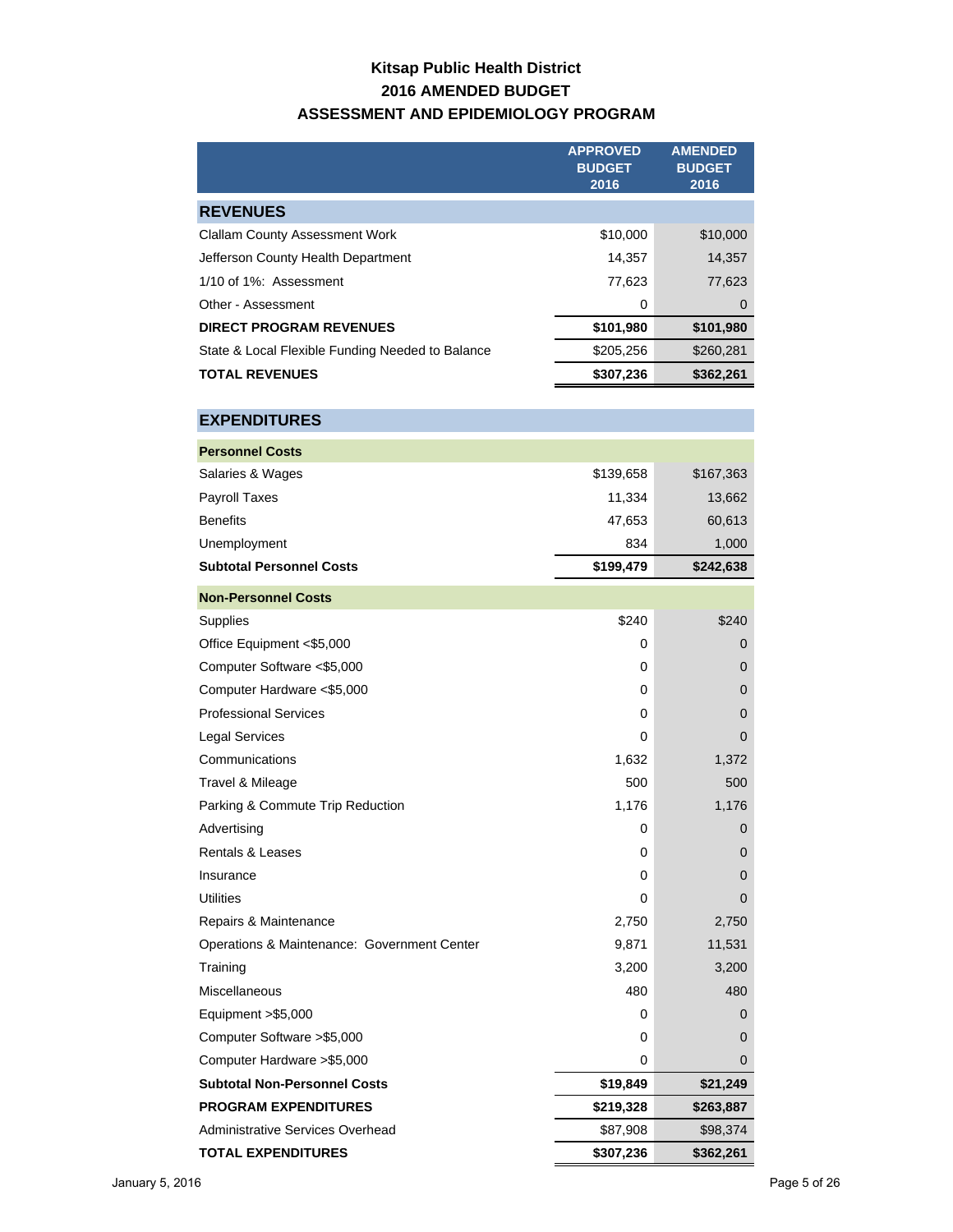# Kitsap Public Health District
## 2016 AMENDED BUDGET
## ASSESSMENT AND EPIDEMIOLOGY PROGRAM

| | APPROVED BUDGET 2016 | AMENDED BUDGET 2016 |
|---|---|---|
| **REVENUES** | | |
| Clallam County Assessment Work | $10,000 | $10,000 |
| Jefferson County Health Department | 14,357 | 14,357 |
| 1/10 of 1%: Assessment | 77,623 | 77,623 |
| Other - Assessment | 0 | 0 |
| **DIRECT PROGRAM REVENUES** | **$101,980** | **$101,980** |
| State & Local Flexible Funding Needed to Balance | $205,256 | $260,281 |
| **TOTAL REVENUES** | **$307,236** | **$362,261** |
| **EXPENDITURES** | | |
| **Personnel Costs** | | |
| Salaries & Wages | $139,658 | $167,363 |
| Payroll Taxes | 11,334 | 13,662 |
| Benefits | 47,653 | 60,613 |
| Unemployment | 834 | 1,000 |
| **Subtotal Personnel Costs** | **$199,479** | **$242,638** |
| **Non-Personnel Costs** | | |
| Supplies | $240 | $240 |
| Office Equipment <$5,000 | 0 | 0 |
| Computer Software <$5,000 | 0 | 0 |
| Computer Hardware <$5,000 | 0 | 0 |
| Professional Services | 0 | 0 |
| Legal Services | 0 | 0 |
| Communications | 1,632 | 1,372 |
| Travel & Mileage | 500 | 500 |
| Parking & Commute Trip Reduction | 1,176 | 1,176 |
| Advertising | 0 | 0 |
| Rentals & Leases | 0 | 0 |
| Insurance | 0 | 0 |
| Utilities | 0 | 0 |
| Repairs & Maintenance | 2,750 | 2,750 |
| Operations & Maintenance: Government Center | 9,871 | 11,531 |
| Training | 3,200 | 3,200 |
| Miscellaneous | 480 | 480 |
| Equipment >$5,000 | 0 | 0 |
| Computer Software >$5,000 | 0 | 0 |
| Computer Hardware >$5,000 | 0 | 0 |
| **Subtotal Non-Personnel Costs** | **$19,849** | **$21,249** |
| **PROGRAM EXPENDITURES** | **$219,328** | **$263,887** |
| Administrative Services Overhead | $87,908 | $98,374 |
| **TOTAL EXPENDITURES** | **$307,236** | **$362,261** |

January 5, 2016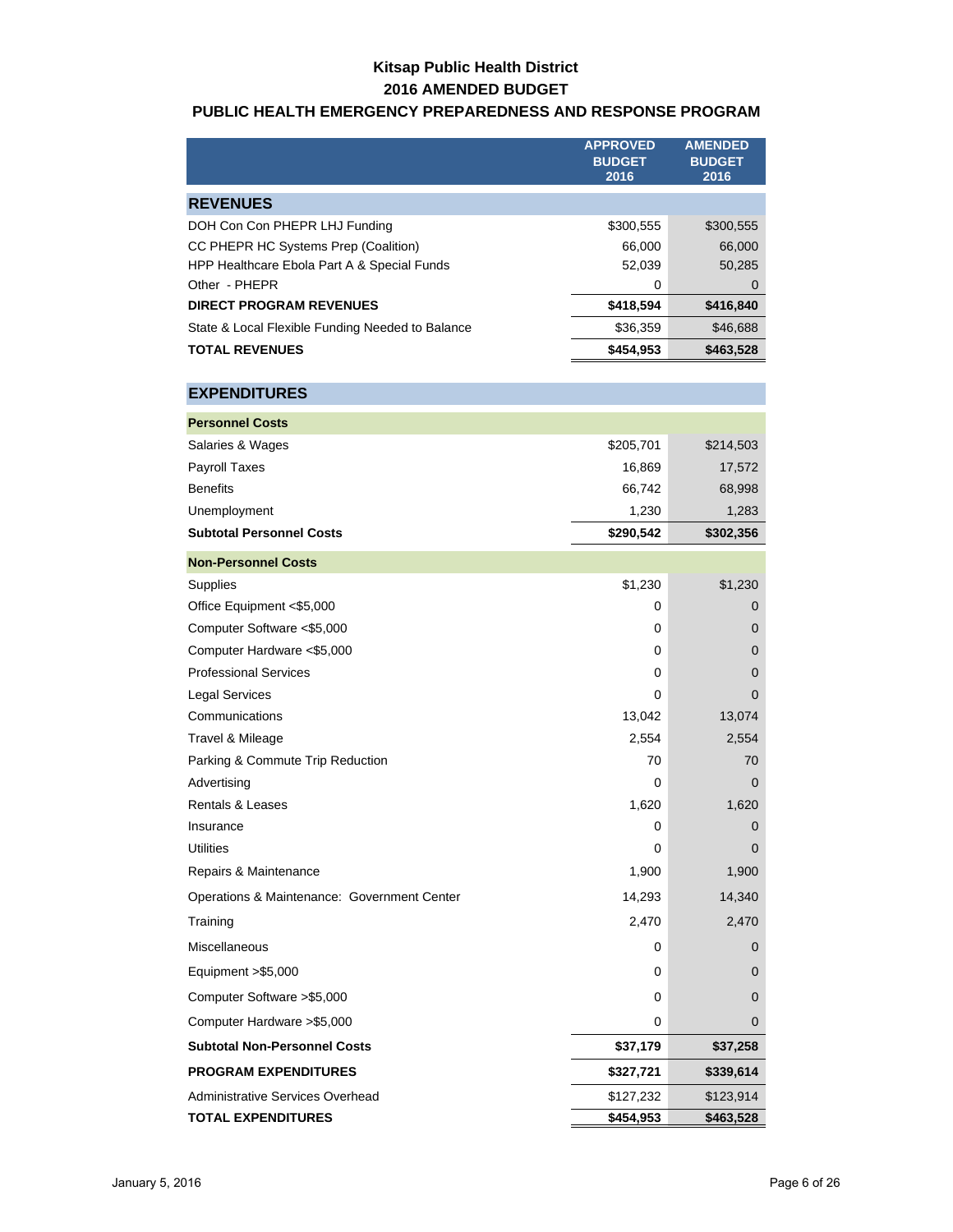# Kitsap Public Health District

## 2016 AMENDED BUDGET

### PUBLIC HEALTH EMERGENCY PREPAREDNESS AND RESPONSE PROGRAM

| | APPROVED BUDGET 2016 | AMENDED BUDGET 2016 |
|---|---|---|
| **REVENUES** | | |
| DOH Con Con PHEPR LHJ Funding | $300,555 | $300,555 |
| CC PHEPR HC Systems Prep (Coalition) | 66,000 | 66,000 |
| HPP Healthcare Ebola Part A & Special Funds | 52,039 | 50,285 |
| Other - PHEPR | 0 | 0 |
| **DIRECT PROGRAM REVENUES** | **$418,594** | **$416,840** |
| State & Local Flexible Funding Needed to Balance | $36,359 | $46,688 |
| **TOTAL REVENUES** | **$454,953** | **$463,528** |
| | | |
| **EXPENDITURES** | | |
| **Personnel Costs** | | |
| Salaries & Wages | $205,701 | $214,503 |
| Payroll Taxes | 16,869 | 17,572 |
| Benefits | 66,742 | 68,998 |
| Unemployment | 1,230 | 1,283 |
| **Subtotal Personnel Costs** | **$290,542** | **$302,356** |
| **Non-Personnel Costs** | | |
| Supplies | $1,230 | $1,230 |
| Office Equipment <$5,000 | 0 | 0 |
| Computer Software <$5,000 | 0 | 0 |
| Computer Hardware <$5,000 | 0 | 0 |
| Professional Services | 0 | 0 |
| Legal Services | 0 | 0 |
| Communications | 13,042 | 13,074 |
| Travel & Mileage | 2,554 | 2,554 |
| Parking & Commute Trip Reduction | 70 | 70 |
| Advertising | 0 | 0 |
| Rentals & Leases | 1,620 | 1,620 |
| Insurance | 0 | 0 |
| Utilities | 0 | 0 |
| Repairs & Maintenance | 1,900 | 1,900 |
| Operations & Maintenance: Government Center | 14,293 | 14,340 |
| Training | 2,470 | 2,470 |
| Miscellaneous | 0 | 0 |
| Equipment >$5,000 | 0 | 0 |
| Computer Software >$5,000 | 0 | 0 |
| Computer Hardware >$5,000 | 0 | 0 |
| **Subtotal Non-Personnel Costs** | **$37,179** | **$37,258** |
| **PROGRAM EXPENDITURES** | **$327,721** | **$339,614** |
| Administrative Services Overhead | $127,232 | $123,914 |
| **TOTAL EXPENDITURES** | **$454,953** | **$463,528** |

January 5, 2016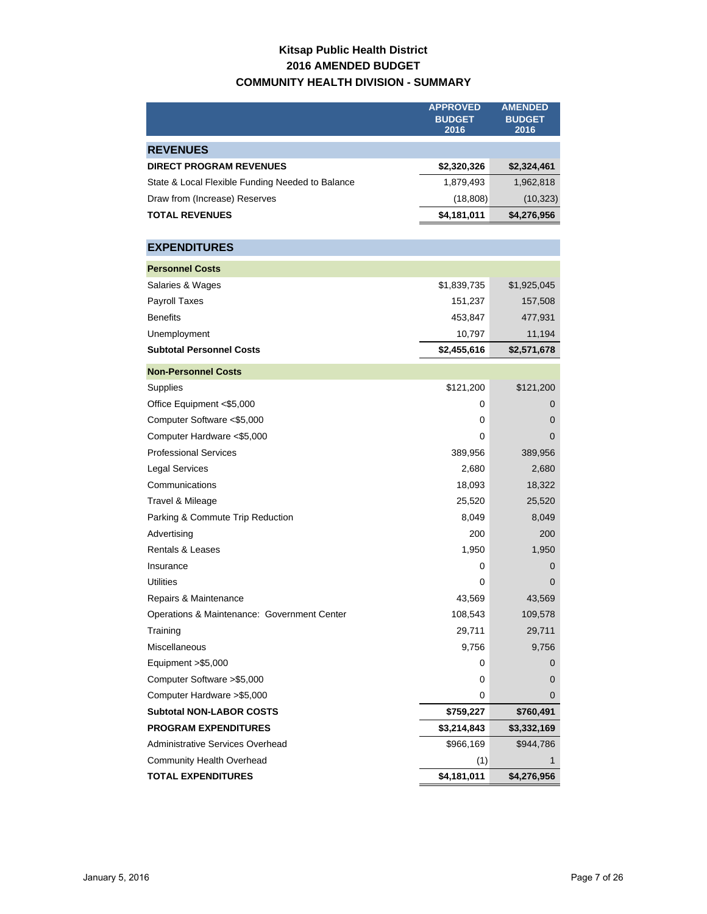# Kitsap Public Health District
## 2016 AMENDED BUDGET
## COMMUNITY HEALTH DIVISION - SUMMARY

| | APPROVED BUDGET 2016 | AMENDED BUDGET 2016 |
|---|---|---|
| **REVENUES** | | |
| **DIRECT PROGRAM REVENUES** | **$2,320,326** | **$2,324,461** |
| State & Local Flexible Funding Needed to Balance | 1,879,493 | 1,962,818 |
| Draw from (Increase) Reserves | (18,808) | (10,323) |
| **TOTAL REVENUES** | **$4,181,011** | **$4,276,956** |
| **EXPENDITURES** | | |
| **Personnel Costs** | | |
| Salaries & Wages | $1,839,735 | $1,925,045 |
| Payroll Taxes | 151,237 | 157,508 |
| Benefits | 453,847 | 477,931 |
| Unemployment | 10,797 | 11,194 |
| **Subtotal Personnel Costs** | **$2,455,616** | **$2,571,678** |
| **Non-Personnel Costs** | | |
| Supplies | $121,200 | $121,200 |
| Office Equipment <$5,000 | 0 | 0 |
| Computer Software <$5,000 | 0 | 0 |
| Computer Hardware <$5,000 | 0 | 0 |
| Professional Services | 389,956 | 389,956 |
| Legal Services | 2,680 | 2,680 |
| Communications | 18,093 | 18,322 |
| Travel & Mileage | 25,520 | 25,520 |
| Parking & Commute Trip Reduction | 8,049 | 8,049 |
| Advertising | 200 | 200 |
| Rentals & Leases | 1,950 | 1,950 |
| Insurance | 0 | 0 |
| Utilities | 0 | 0 |
| Repairs & Maintenance | 43,569 | 43,569 |
| Operations & Maintenance: Government Center | 108,543 | 109,578 |
| Training | 29,711 | 29,711 |
| Miscellaneous | 9,756 | 9,756 |
| Equipment >$5,000 | 0 | 0 |
| Computer Software >$5,000 | 0 | 0 |
| Computer Hardware >$5,000 | 0 | 0 |
| **Subtotal NON-LABOR COSTS** | **$759,227** | **$760,491** |
| **PROGRAM EXPENDITURES** | **$3,214,843** | **$3,332,169** |
| Administrative Services Overhead | $966,169 | $944,786 |
| Community Health Overhead | (1) | 1 |
| **TOTAL EXPENDITURES** | **$4,181,011** | **$4,276,956** |

January 5, 2016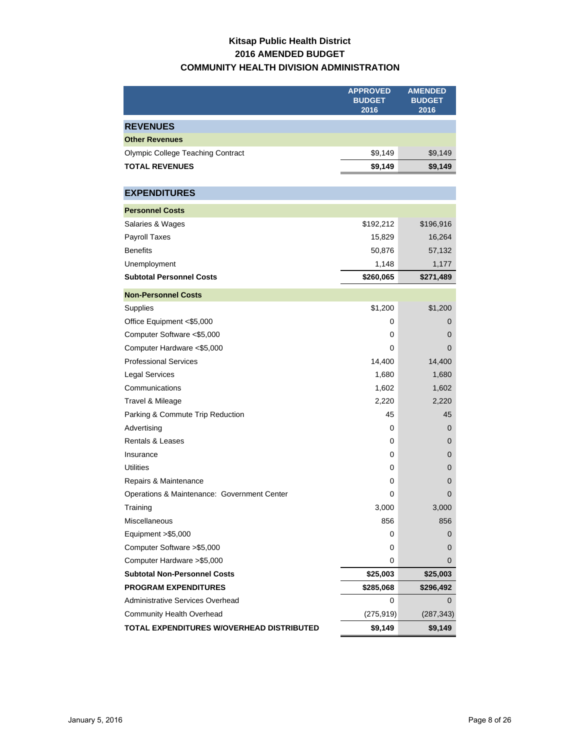# Kitsap Public Health District

## 2016 AMENDED BUDGET

## COMMUNITY HEALTH DIVISION ADMINISTRATION

| | APPROVED BUDGET 2016 | AMENDED BUDGET 2016 |
|---|---|---|
| **REVENUES** | | |
| **Other Revenues** | | |
| Olympic College Teaching Contract | $9,149 | $9,149 |
| **TOTAL REVENUES** | **$9,149** | **$9,149** |
| | | |
| **EXPENDITURES** | | |
| **Personnel Costs** | | |
| Salaries & Wages | $192,212 | $196,916 |
| Payroll Taxes | 15,829 | 16,264 |
| Benefits | 50,876 | 57,132 |
| Unemployment | 1,148 | 1,177 |
| **Subtotal Personnel Costs** | **$260,065** | **$271,489** |
| **Non-Personnel Costs** | | |
| Supplies | $1,200 | $1,200 |
| Office Equipment <$5,000 | 0 | 0 |
| Computer Software <$5,000 | 0 | 0 |
| Computer Hardware <$5,000 | 0 | 0 |
| Professional Services | 14,400 | 14,400 |
| Legal Services | 1,680 | 1,680 |
| Communications | 1,602 | 1,602 |
| Travel & Mileage | 2,220 | 2,220 |
| Parking & Commute Trip Reduction | 45 | 45 |
| Advertising | 0 | 0 |
| Rentals & Leases | 0 | 0 |
| Insurance | 0 | 0 |
| Utilities | 0 | 0 |
| Repairs & Maintenance | 0 | 0 |
| Operations & Maintenance: Government Center | 0 | 0 |
| Training | 3,000 | 3,000 |
| Miscellaneous | 856 | 856 |
| Equipment >$5,000 | 0 | 0 |
| Computer Software >$5,000 | 0 | 0 |
| Computer Hardware >$5,000 | 0 | 0 |
| **Subtotal Non-Personnel Costs** | **$25,003** | **$25,003** |
| **PROGRAM EXPENDITURES** | **$285,068** | **$296,492** |
| Administrative Services Overhead | 0 | 0 |
| Community Health Overhead | (275,919) | (287,343) |
| **TOTAL EXPENDITURES W/OVERHEAD DISTRIBUTED** | **$9,149** | **$9,149** |

January 5, 2016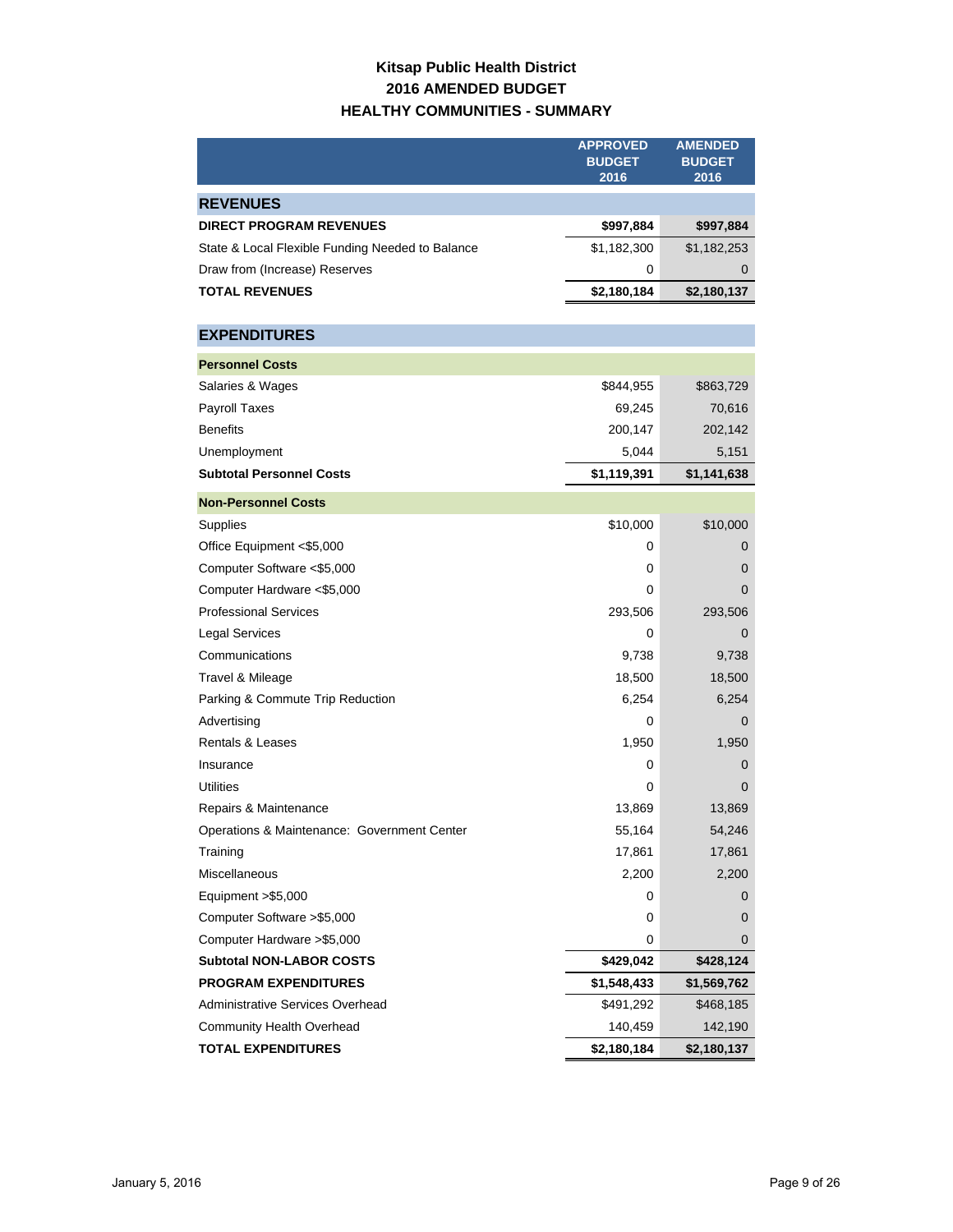# Kitsap Public Health District
## 2016 AMENDED BUDGET
## HEALTHY COMMUNITIES - SUMMARY

| | APPROVED BUDGET 2016 | AMENDED BUDGET 2016 |
|---|---|---|
| **REVENUES** | | |
| **DIRECT PROGRAM REVENUES** | **$997,884** | **$997,884** |
| State & Local Flexible Funding Needed to Balance | $1,182,300 | $1,182,253 |
| Draw from (Increase) Reserves | 0 | 0 |
| **TOTAL REVENUES** | **$2,180,184** | **$2,180,137** |
| **EXPENDITURES** | | |
| **Personnel Costs** | | |
| Salaries & Wages | $844,955 | $863,729 |
| Payroll Taxes | 69,245 | 70,616 |
| Benefits | 200,147 | 202,142 |
| Unemployment | 5,044 | 5,151 |
| **Subtotal Personnel Costs** | **$1,119,391** | **$1,141,638** |
| **Non-Personnel Costs** | | |
| Supplies | $10,000 | $10,000 |
| Office Equipment <$5,000 | 0 | 0 |
| Computer Software <$5,000 | 0 | 0 |
| Computer Hardware <$5,000 | 0 | 0 |
| Professional Services | 293,506 | 293,506 |
| Legal Services | 0 | 0 |
| Communications | 9,738 | 9,738 |
| Travel & Mileage | 18,500 | 18,500 |
| Parking & Commute Trip Reduction | 6,254 | 6,254 |
| Advertising | 0 | 0 |
| Rentals & Leases | 1,950 | 1,950 |
| Insurance | 0 | 0 |
| Utilities | 0 | 0 |
| Repairs & Maintenance | 13,869 | 13,869 |
| Operations & Maintenance: Government Center | 55,164 | 54,246 |
| Training | 17,861 | 17,861 |
| Miscellaneous | 2,200 | 2,200 |
| Equipment >$5,000 | 0 | 0 |
| Computer Software >$5,000 | 0 | 0 |
| Computer Hardware >$5,000 | 0 | 0 |
| **Subtotal NON-LABOR COSTS** | **$429,042** | **$428,124** |
| **PROGRAM EXPENDITURES** | **$1,548,433** | **$1,569,762** |
| Administrative Services Overhead | $491,292 | $468,185 |
| Community Health Overhead | 140,459 | 142,190 |
| **TOTAL EXPENDITURES** | **$2,180,184** | **$2,180,137** |

January 5, 2016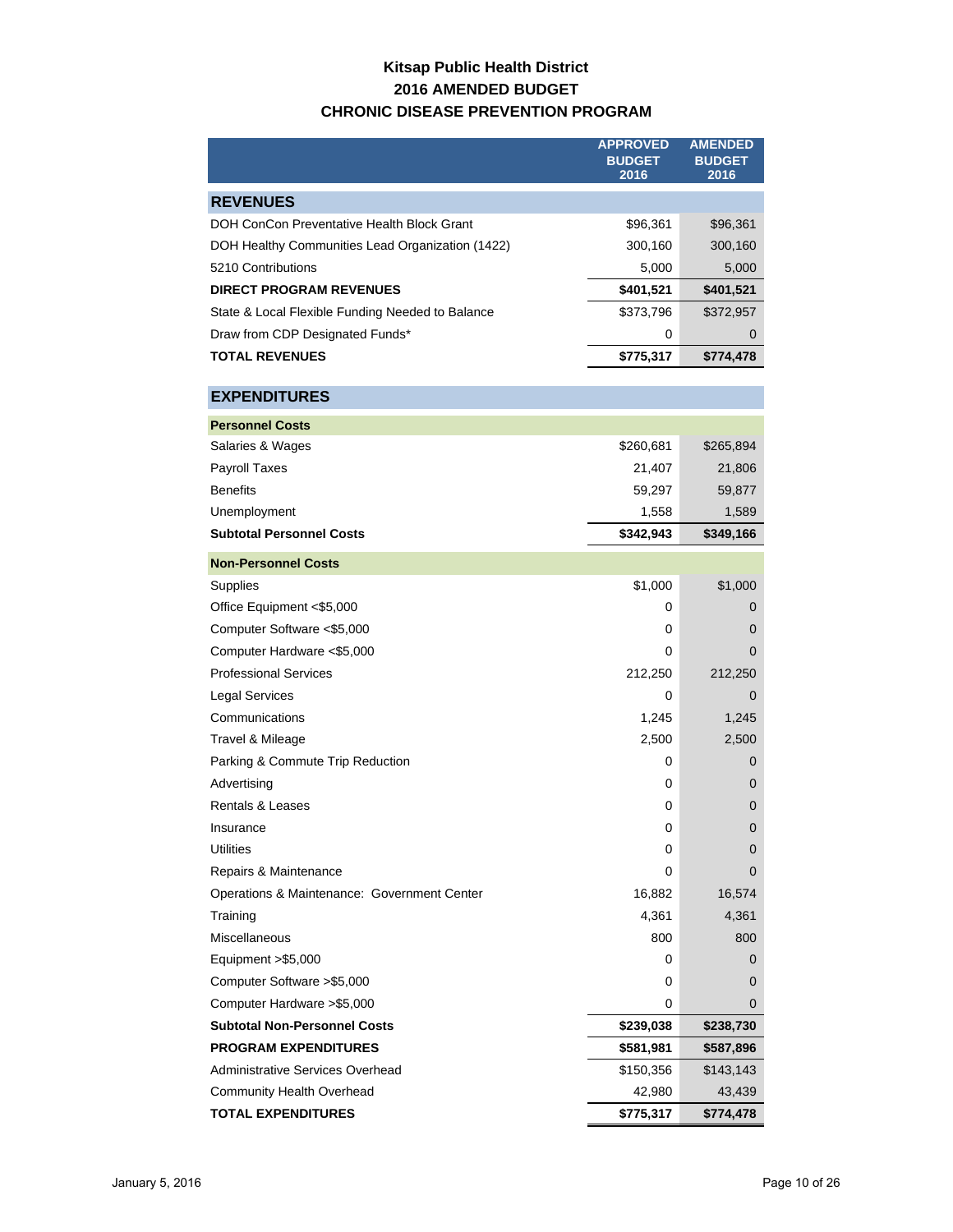# Kitsap Public Health District
## 2016 AMENDED BUDGET
## CHRONIC DISEASE PREVENTION PROGRAM

| | APPROVED BUDGET 2016 | AMENDED BUDGET 2016 |
|---|---|---|
| **REVENUES** | | |
| DOH ConCon Preventative Health Block Grant | $96,361 | $96,361 |
| DOH Healthy Communities Lead Organization (1422) | 300,160 | 300,160 |
| 5210 Contributions | 5,000 | 5,000 |
| **DIRECT PROGRAM REVENUES** | **$401,521** | **$401,521** |
| State & Local Flexible Funding Needed to Balance | $373,796 | $372,957 |
| Draw from CDP Designated Funds* | 0 | 0 |
| **TOTAL REVENUES** | **$775,317** | **$774,478** |
| **EXPENDITURES** | | |
| **Personnel Costs** | | |
| Salaries & Wages | $260,681 | $265,894 |
| Payroll Taxes | 21,407 | 21,806 |
| Benefits | 59,297 | 59,877 |
| Unemployment | 1,558 | 1,589 |
| **Subtotal Personnel Costs** | **$342,943** | **$349,166** |
| **Non-Personnel Costs** | | |
| Supplies | $1,000 | $1,000 |
| Office Equipment <$5,000 | 0 | 0 |
| Computer Software <$5,000 | 0 | 0 |
| Computer Hardware <$5,000 | 0 | 0 |
| Professional Services | 212,250 | 212,250 |
| Legal Services | 0 | 0 |
| Communications | 1,245 | 1,245 |
| Travel & Mileage | 2,500 | 2,500 |
| Parking & Commute Trip Reduction | 0 | 0 |
| Advertising | 0 | 0 |
| Rentals & Leases | 0 | 0 |
| Insurance | 0 | 0 |
| Utilities | 0 | 0 |
| Repairs & Maintenance | 0 | 0 |
| Operations & Maintenance: Government Center | 16,882 | 16,574 |
| Training | 4,361 | 4,361 |
| Miscellaneous | 800 | 800 |
| Equipment >$5,000 | 0 | 0 |
| Computer Software >$5,000 | 0 | 0 |
| Computer Hardware >$5,000 | 0 | 0 |
| **Subtotal Non-Personnel Costs** | **$239,038** | **$238,730** |
| **PROGRAM EXPENDITURES** | **$581,981** | **$587,896** |
| Administrative Services Overhead | $150,356 | $143,143 |
| Community Health Overhead | 42,980 | 43,439 |
| **TOTAL EXPENDITURES** | **$775,317** | **$774,478** |

January 5, 2016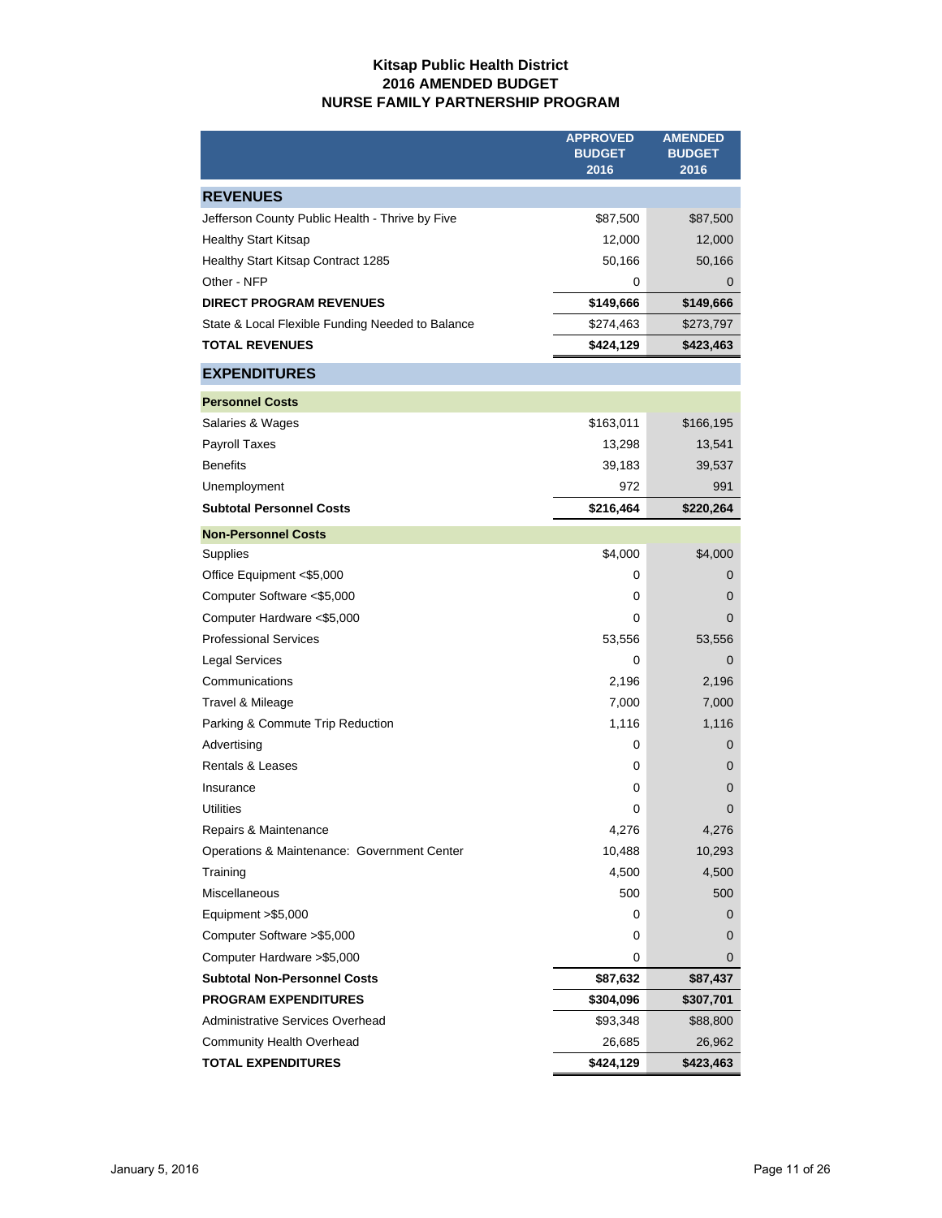# Kitsap Public Health District
## 2016 AMENDED BUDGET
## NURSE FAMILY PARTNERSHIP PROGRAM

| | APPROVED BUDGET 2016 | AMENDED BUDGET 2016 |
|---|---|---|
| **REVENUES** | | |
| Jefferson County Public Health - Thrive by Five | $87,500 | $87,500 |
| Healthy Start Kitsap | 12,000 | 12,000 |
| Healthy Start Kitsap Contract 1285 | 50,166 | 50,166 |
| Other - NFP | 0 | 0 |
| **DIRECT PROGRAM REVENUES** | **$149,666** | **$149,666** |
| State & Local Flexible Funding Needed to Balance | $274,463 | $273,797 |
| **TOTAL REVENUES** | **$424,129** | **$423,463** |
| **EXPENDITURES** | | |
| **Personnel Costs** | | |
| Salaries & Wages | $163,011 | $166,195 |
| Payroll Taxes | 13,298 | 13,541 |
| Benefits | 39,183 | 39,537 |
| Unemployment | 972 | 991 |
| **Subtotal Personnel Costs** | **$216,464** | **$220,264** |
| **Non-Personnel Costs** | | |
| Supplies | $4,000 | $4,000 |
| Office Equipment <$5,000 | 0 | 0 |
| Computer Software <$5,000 | 0 | 0 |
| Computer Hardware <$5,000 | 0 | 0 |
| Professional Services | 53,556 | 53,556 |
| Legal Services | 0 | 0 |
| Communications | 2,196 | 2,196 |
| Travel & Mileage | 7,000 | 7,000 |
| Parking & Commute Trip Reduction | 1,116 | 1,116 |
| Advertising | 0 | 0 |
| Rentals & Leases | 0 | 0 |
| Insurance | 0 | 0 |
| Utilities | 0 | 0 |
| Repairs & Maintenance | 4,276 | 4,276 |
| Operations & Maintenance: Government Center | 10,488 | 10,293 |
| Training | 4,500 | 4,500 |
| Miscellaneous | 500 | 500 |
| Equipment >$5,000 | 0 | 0 |
| Computer Software >$5,000 | 0 | 0 |
| Computer Hardware >$5,000 | 0 | 0 |
| **Subtotal Non-Personnel Costs** | **$87,632** | **$87,437** |
| **PROGRAM EXPENDITURES** | **$304,096** | **$307,701** |
| Administrative Services Overhead | $93,348 | $88,800 |
| Community Health Overhead | 26,685 | 26,962 |
| **TOTAL EXPENDITURES** | **$424,129** | **$423,463** |

January 5, 2016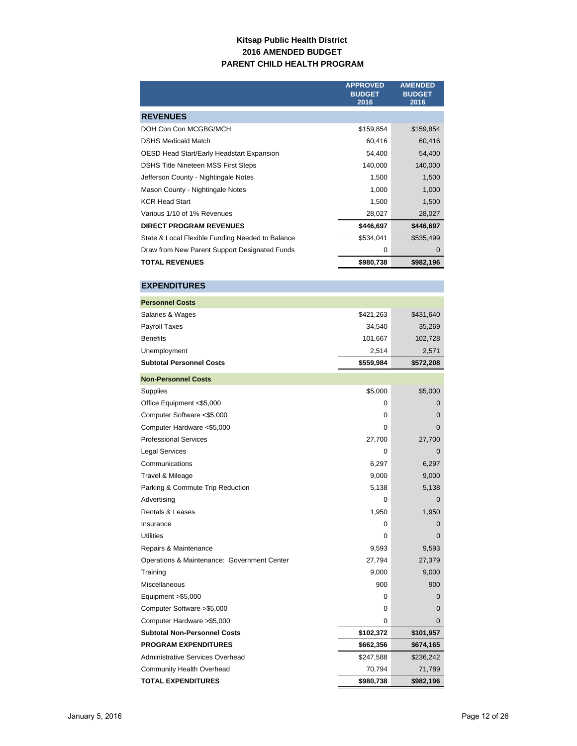# Kitsap Public Health District
## 2016 AMENDED BUDGET
## PARENT CHILD HEALTH PROGRAM

| | APPROVED BUDGET 2016 | AMENDED BUDGET 2016 |
|---|---|---|
| **REVENUES** | | |
| DOH Con Con MCGBG/MCH | $159,854 | $159,854 |
| DSHS Medicaid Match | 60,416 | 60,416 |
| OESD Head Start/Early Headstart Expansion | 54,400 | 54,400 |
| DSHS Title Nineteen MSS First Steps | 140,000 | 140,000 |
| Jefferson County - Nightingale Notes | 1,500 | 1,500 |
| Mason County - Nightingale Notes | 1,000 | 1,000 |
| KCR Head Start | 1,500 | 1,500 |
| Various 1/10 of 1% Revenues | 28,027 | 28,027 |
| **DIRECT PROGRAM REVENUES** | **$446,697** | **$446,697** |
| State & Local Flexible Funding Needed to Balance | $534,041 | $535,499 |
| Draw from New Parent Support Designated Funds | 0 | 0 |
| **TOTAL REVENUES** | **$980,738** | **$982,196** |
| **EXPENDITURES** | | |
| **Personnel Costs** | | |
| Salaries & Wages | $421,263 | $431,640 |
| Payroll Taxes | 34,540 | 35,269 |
| Benefits | 101,667 | 102,728 |
| Unemployment | 2,514 | 2,571 |
| **Subtotal Personnel Costs** | **$559,984** | **$572,208** |
| **Non-Personnel Costs** | | |
| Supplies | $5,000 | $5,000 |
| Office Equipment <$5,000 | 0 | 0 |
| Computer Software <$5,000 | 0 | 0 |
| Computer Hardware <$5,000 | 0 | 0 |
| Professional Services | 27,700 | 27,700 |
| Legal Services | 0 | 0 |
| Communications | 6,297 | 6,297 |
| Travel & Mileage | 9,000 | 9,000 |
| Parking & Commute Trip Reduction | 5,138 | 5,138 |
| Advertising | 0 | 0 |
| Rentals & Leases | 1,950 | 1,950 |
| Insurance | 0 | 0 |
| Utilities | 0 | 0 |
| Repairs & Maintenance | 9,593 | 9,593 |
| Operations & Maintenance: Government Center | 27,794 | 27,379 |
| Training | 9,000 | 9,000 |
| Miscellaneous | 900 | 900 |
| Equipment >$5,000 | 0 | 0 |
| Computer Software >$5,000 | 0 | 0 |
| Computer Hardware >$5,000 | 0 | 0 |
| **Subtotal Non-Personnel Costs** | **$102,372** | **$101,957** |
| **PROGRAM EXPENDITURES** | **$662,356** | **$674,165** |
| Administrative Services Overhead | $247,588 | $236,242 |
| Community Health Overhead | 70,794 | 71,789 |
| **TOTAL EXPENDITURES** | **$980,738** | **$982,196** |

January 5, 2016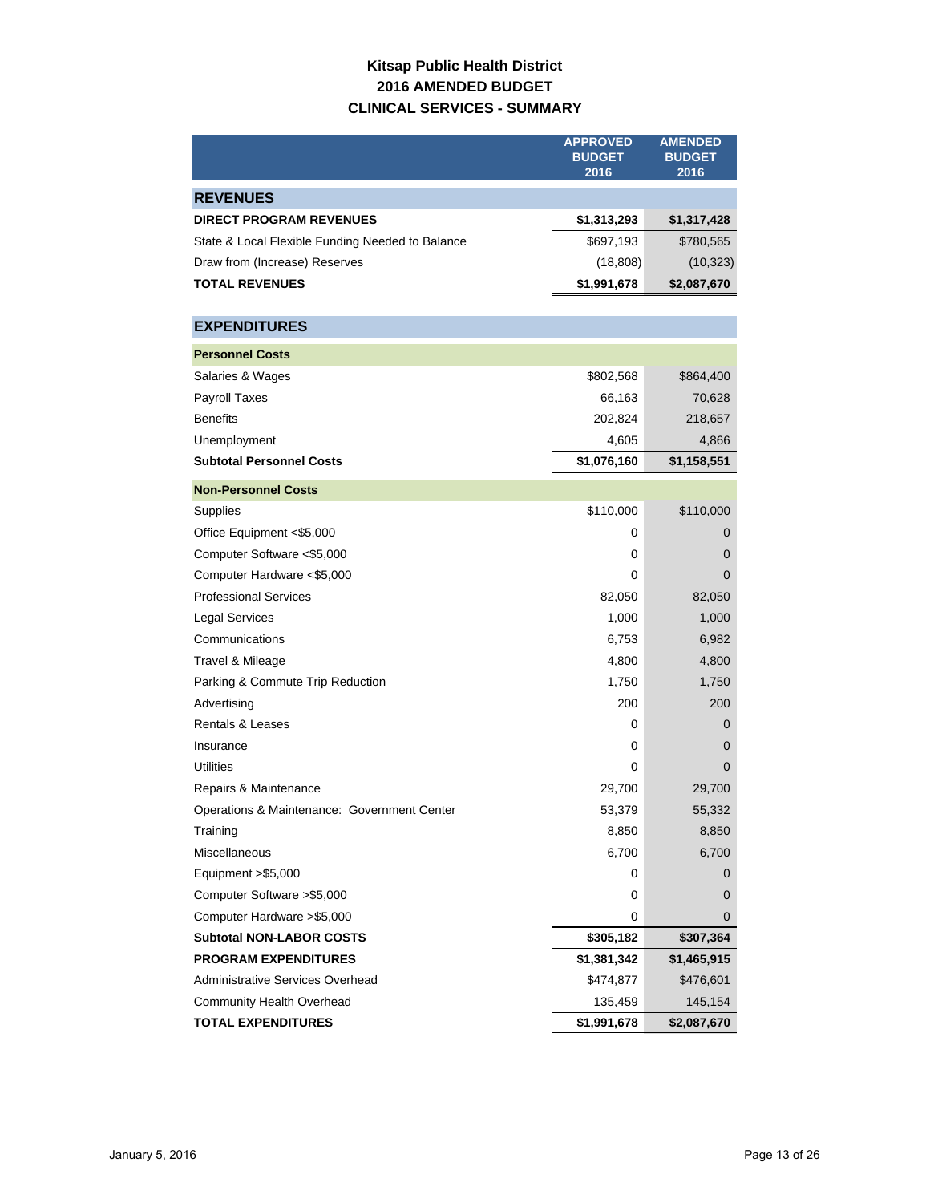# Kitsap Public Health District
## 2016 AMENDED BUDGET
## CLINICAL SERVICES - SUMMARY

| | APPROVED BUDGET 2016 | AMENDED BUDGET 2016 |
|---|---|---|
| **REVENUES** | | |
| **DIRECT PROGRAM REVENUES** | **$1,313,293** | **$1,317,428** |
| State & Local Flexible Funding Needed to Balance | $697,193 | $780,565 |
| Draw from (Increase) Reserves | (18,808) | (10,323) |
| **TOTAL REVENUES** | **$1,991,678** | **$2,087,670** |
| **EXPENDITURES** | | |
| **Personnel Costs** | | |
| Salaries & Wages | $802,568 | $864,400 |
| Payroll Taxes | 66,163 | 70,628 |
| Benefits | 202,824 | 218,657 |
| Unemployment | 4,605 | 4,866 |
| **Subtotal Personnel Costs** | **$1,076,160** | **$1,158,551** |
| **Non-Personnel Costs** | | |
| Supplies | $110,000 | $110,000 |
| Office Equipment <$5,000 | 0 | 0 |
| Computer Software <$5,000 | 0 | 0 |
| Computer Hardware <$5,000 | 0 | 0 |
| Professional Services | 82,050 | 82,050 |
| Legal Services | 1,000 | 1,000 |
| Communications | 6,753 | 6,982 |
| Travel & Mileage | 4,800 | 4,800 |
| Parking & Commute Trip Reduction | 1,750 | 1,750 |
| Advertising | 200 | 200 |
| Rentals & Leases | 0 | 0 |
| Insurance | 0 | 0 |
| Utilities | 0 | 0 |
| Repairs & Maintenance | 29,700 | 29,700 |
| Operations & Maintenance: Government Center | 53,379 | 55,332 |
| Training | 8,850 | 8,850 |
| Miscellaneous | 6,700 | 6,700 |
| Equipment >$5,000 | 0 | 0 |
| Computer Software >$5,000 | 0 | 0 |
| Computer Hardware >$5,000 | 0 | 0 |
| **Subtotal NON-LABOR COSTS** | **$305,182** | **$307,364** |
| **PROGRAM EXPENDITURES** | **$1,381,342** | **$1,465,915** |
| Administrative Services Overhead | $474,877 | $476,601 |
| Community Health Overhead | 135,459 | 145,154 |
| **TOTAL EXPENDITURES** | **$1,991,678** | **$2,087,670** |

January 5, 2016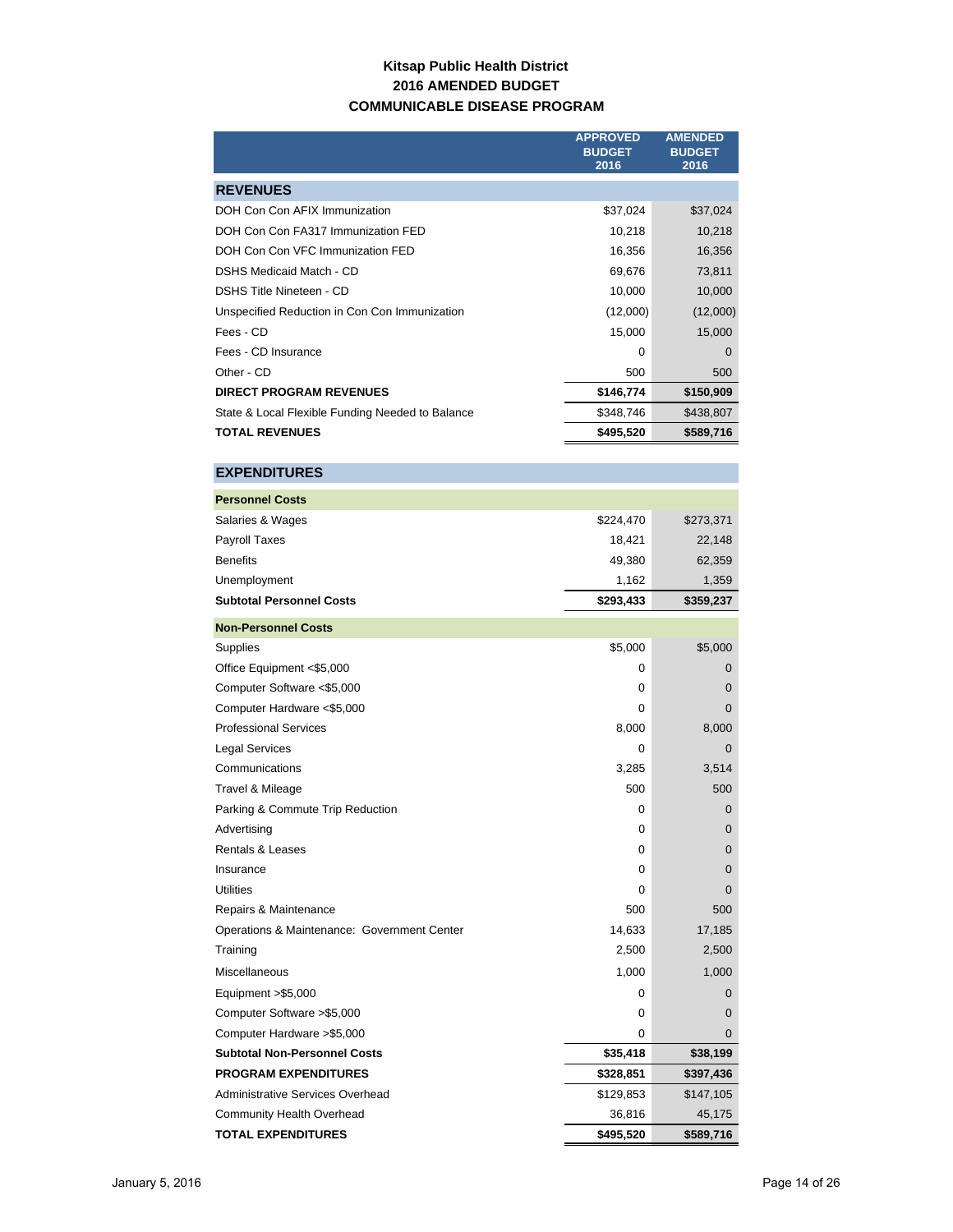# Kitsap Public Health District
## 2016 AMENDED BUDGET
## COMMUNICABLE DISEASE PROGRAM

| | APPROVED BUDGET 2016 | AMENDED BUDGET 2016 |
|---|---|---|
| **REVENUES** | | |
| DOH Con Con AFIX Immunization | $37,024 | $37,024 |
| DOH Con Con FA317 Immunization FED | 10,218 | 10,218 |
| DOH Con Con VFC Immunization FED | 16,356 | 16,356 |
| DSHS Medicaid Match - CD | 69,676 | 73,811 |
| DSHS Title Nineteen - CD | 10,000 | 10,000 |
| Unspecified Reduction in Con Con Immunization | (12,000) | (12,000) |
| Fees - CD | 15,000 | 15,000 |
| Fees - CD Insurance | 0 | 0 |
| Other - CD | 500 | 500 |
| **DIRECT PROGRAM REVENUES** | **$146,774** | **$150,909** |
| State & Local Flexible Funding Needed to Balance | $348,746 | $438,807 |
| **TOTAL REVENUES** | **$495,520** | **$589,716** |

| | APPROVED BUDGET 2016 | AMENDED BUDGET 2016 |
|---|---|---|
| **EXPENDITURES** | | |
| **Personnel Costs** | | |
| Salaries & Wages | $224,470 | $273,371 |
| Payroll Taxes | 18,421 | 22,148 |
| Benefits | 49,380 | 62,359 |
| Unemployment | 1,162 | 1,359 |
| **Subtotal Personnel Costs** | **$293,433** | **$359,237** |
| **Non-Personnel Costs** | | |
| Supplies | $5,000 | $5,000 |
| Office Equipment <$5,000 | 0 | 0 |
| Computer Software <$5,000 | 0 | 0 |
| Computer Hardware <$5,000 | 0 | 0 |
| Professional Services | 8,000 | 8,000 |
| Legal Services | 0 | 0 |
| Communications | 3,285 | 3,514 |
| Travel & Mileage | 500 | 500 |
| Parking & Commute Trip Reduction | 0 | 0 |
| Advertising | 0 | 0 |
| Rentals & Leases | 0 | 0 |
| Insurance | 0 | 0 |
| Utilities | 0 | 0 |
| Repairs & Maintenance | 500 | 500 |
| Operations & Maintenance: Government Center | 14,633 | 17,185 |
| Training | 2,500 | 2,500 |
| Miscellaneous | 1,000 | 1,000 |
| Equipment >$5,000 | 0 | 0 |
| Computer Software >$5,000 | 0 | 0 |
| Computer Hardware >$5,000 | 0 | 0 |
| **Subtotal Non-Personnel Costs** | **$35,418** | **$38,199** |
| **PROGRAM EXPENDITURES** | **$328,851** | **$397,436** |
| Administrative Services Overhead | $129,853 | $147,105 |
| Community Health Overhead | 36,816 | 45,175 |
| **TOTAL EXPENDITURES** | **$495,520** | **$589,716** |

January 5, 2016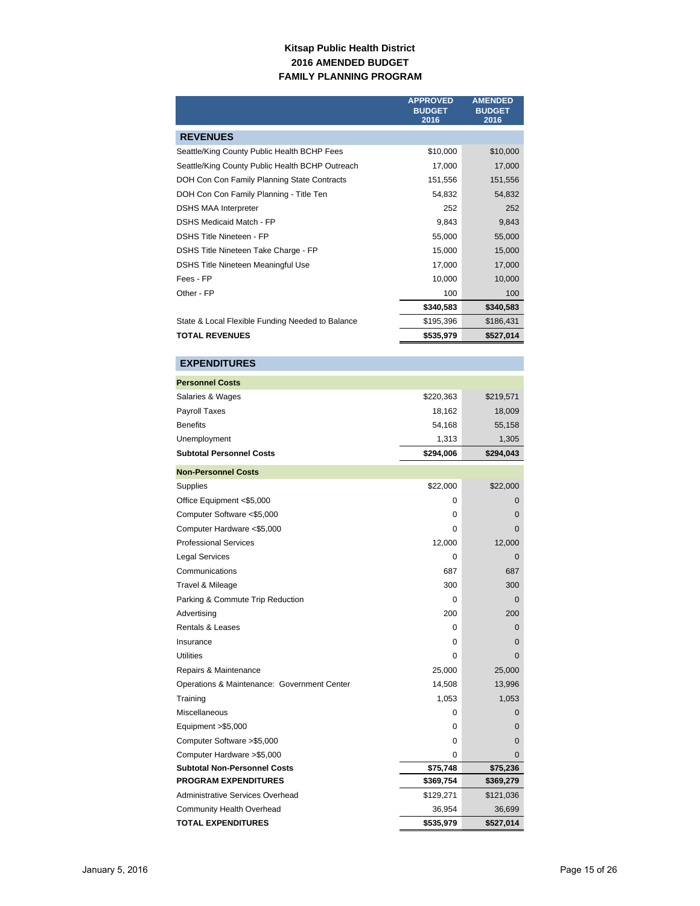**Kitsap Public Health District**
**2016 AMENDED BUDGET**
**FAMILY PLANNING PROGRAM**

| | APPROVED BUDGET 2016 | AMENDED BUDGET 2016 |
|---|---|---|
| **REVENUES** | | |
| Seattle/King County Public Health BCHP Fees | $10,000 | $10,000 |
| Seattle/King County Public Health BCHP Outreach | 17,000 | 17,000 |
| DOH Con Con Family Planning State Contracts | 151,556 | 151,556 |
| DOH Con Con Family Planning - Title Ten | 54,832 | 54,832 |
| DSHS MAA Interpreter | 252 | 252 |
| DSHS Medicaid Match - FP | 9,843 | 9,843 |
| DSHS Title Nineteen - FP | 55,000 | 55,000 |
| DSHS Title Nineteen Take Charge - FP | 15,000 | 15,000 |
| DSHS Title Nineteen Meaningful Use | 17,000 | 17,000 |
| Fees - FP | 10,000 | 10,000 |
| Other - FP | 100 | 100 |
| | **$340,583** | **$340,583** |
| State & Local Flexible Funding Needed to Balance | $195,396 | $186,431 |
| **TOTAL REVENUES** | **$535,979** | **$527,014** |
| **EXPENDITURES** | | |
| **Personnel Costs** | | |
| Salaries & Wages | $220,363 | $219,571 |
| Payroll Taxes | 18,162 | 18,009 |
| Benefits | 54,168 | 55,158 |
| Unemployment | 1,313 | 1,305 |
| **Subtotal Personnel Costs** | **$294,006** | **$294,043** |
| **Non-Personnel Costs** | | |
| Supplies | $22,000 | $22,000 |
| Office Equipment <$5,000 | 0 | 0 |
| Computer Software <$5,000 | 0 | 0 |
| Computer Hardware <$5,000 | 0 | 0 |
| Professional Services | 12,000 | 12,000 |
| Legal Services | 0 | 0 |
| Communications | 687 | 687 |
| Travel & Mileage | 300 | 300 |
| Parking & Commute Trip Reduction | 0 | 0 |
| Advertising | 200 | 200 |
| Rentals & Leases | 0 | 0 |
| Insurance | 0 | 0 |
| Utilities | 0 | 0 |
| Repairs & Maintenance | 25,000 | 25,000 |
| Operations & Maintenance: Government Center | 14,508 | 13,996 |
| Training | 1,053 | 1,053 |
| Miscellaneous | 0 | 0 |
| Equipment >$5,000 | 0 | 0 |
| Computer Software >$5,000 | 0 | 0 |
| Computer Hardware >$5,000 | 0 | 0 |
| **Subtotal Non-Personnel Costs** | **$75,748** | **$75,236** |
| **PROGRAM EXPENDITURES** | **$369,754** | **$369,279** |
| Administrative Services Overhead | $129,271 | $121,036 |
| Community Health Overhead | 36,954 | 36,699 |
| **TOTAL EXPENDITURES** | **$535,979** | **$527,014** |

January 5, 2016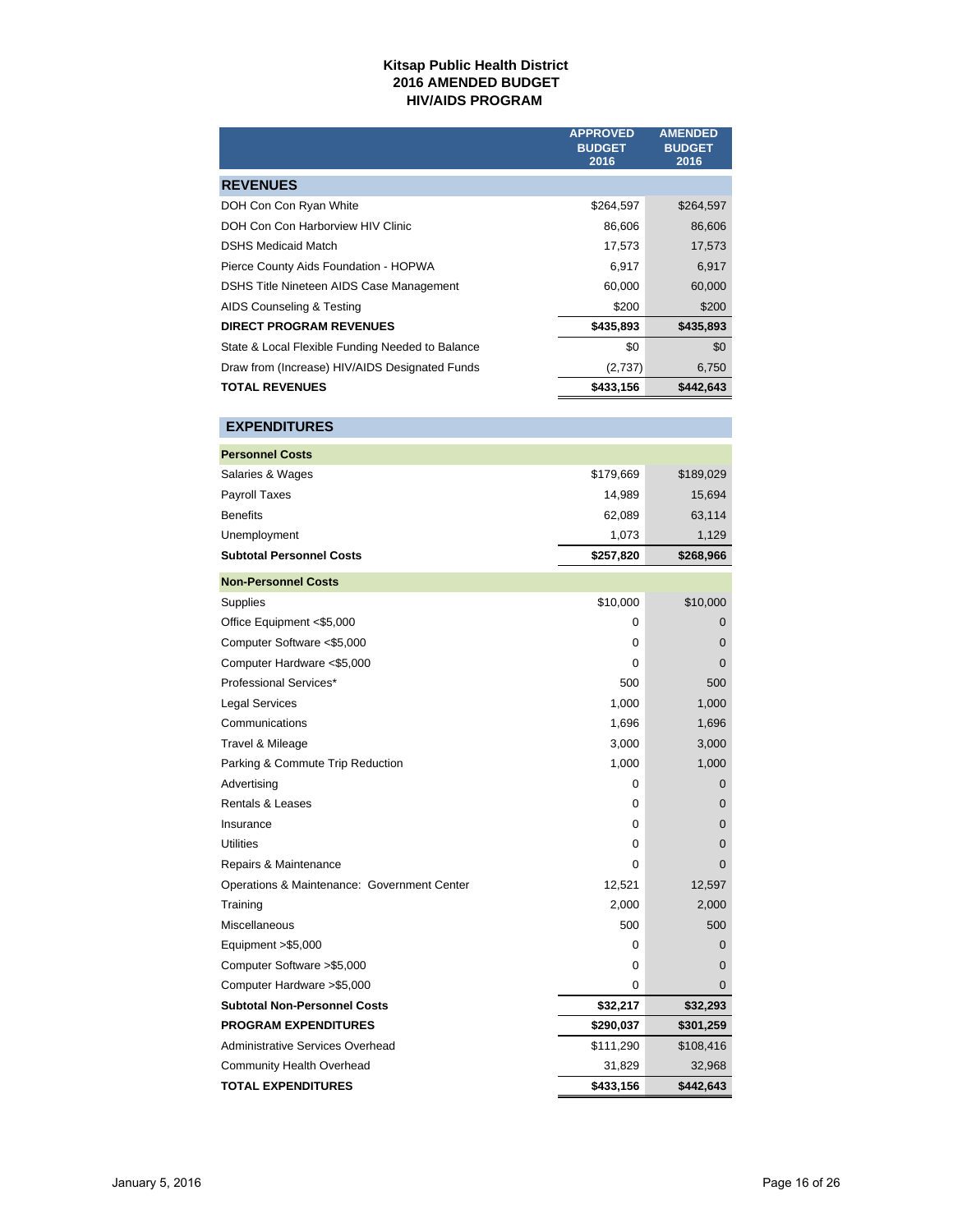# Kitsap Public Health District
## 2016 AMENDED BUDGET
## HIV/AIDS PROGRAM

| | APPROVED BUDGET 2016 | AMENDED BUDGET 2016 |
|---|---|---|
| **REVENUES** | | |
| DOH Con Con Ryan White | $264,597 | $264,597 |
| DOH Con Con Harborview HIV Clinic | 86,606 | 86,606 |
| DSHS Medicaid Match | 17,573 | 17,573 |
| Pierce County Aids Foundation - HOPWA | 6,917 | 6,917 |
| DSHS Title Nineteen AIDS Case Management | 60,000 | 60,000 |
| AIDS Counseling & Testing | $200 | $200 |
| **DIRECT PROGRAM REVENUES** | **$435,893** | **$435,893** |
| State & Local Flexible Funding Needed to Balance | $0 | $0 |
| Draw from (Increase) HIV/AIDS Designated Funds | (2,737) | 6,750 |
| **TOTAL REVENUES** | **$433,156** | **$442,643** |
| **EXPENDITURES** | | |
| **Personnel Costs** | | |
| Salaries & Wages | $179,669 | $189,029 |
| Payroll Taxes | 14,989 | 15,694 |
| Benefits | 62,089 | 63,114 |
| Unemployment | 1,073 | 1,129 |
| **Subtotal Personnel Costs** | **$257,820** | **$268,966** |
| **Non-Personnel Costs** | | |
| Supplies | $10,000 | $10,000 |
| Office Equipment <$5,000 | 0 | 0 |
| Computer Software <$5,000 | 0 | 0 |
| Computer Hardware <$5,000 | 0 | 0 |
| Professional Services* | 500 | 500 |
| Legal Services | 1,000 | 1,000 |
| Communications | 1,696 | 1,696 |
| Travel & Mileage | 3,000 | 3,000 |
| Parking & Commute Trip Reduction | 1,000 | 1,000 |
| Advertising | 0 | 0 |
| Rentals & Leases | 0 | 0 |
| Insurance | 0 | 0 |
| Utilities | 0 | 0 |
| Repairs & Maintenance | 0 | 0 |
| Operations & Maintenance: Government Center | 12,521 | 12,597 |
| Training | 2,000 | 2,000 |
| Miscellaneous | 500 | 500 |
| Equipment >$5,000 | 0 | 0 |
| Computer Software >$5,000 | 0 | 0 |
| Computer Hardware >$5,000 | 0 | 0 |
| **Subtotal Non-Personnel Costs** | **$32,217** | **$32,293** |
| **PROGRAM EXPENDITURES** | **$290,037** | **$301,259** |
| Administrative Services Overhead | $111,290 | $108,416 |
| Community Health Overhead | 31,829 | 32,968 |
| **TOTAL EXPENDITURES** | **$433,156** | **$442,643** |

January 5, 2016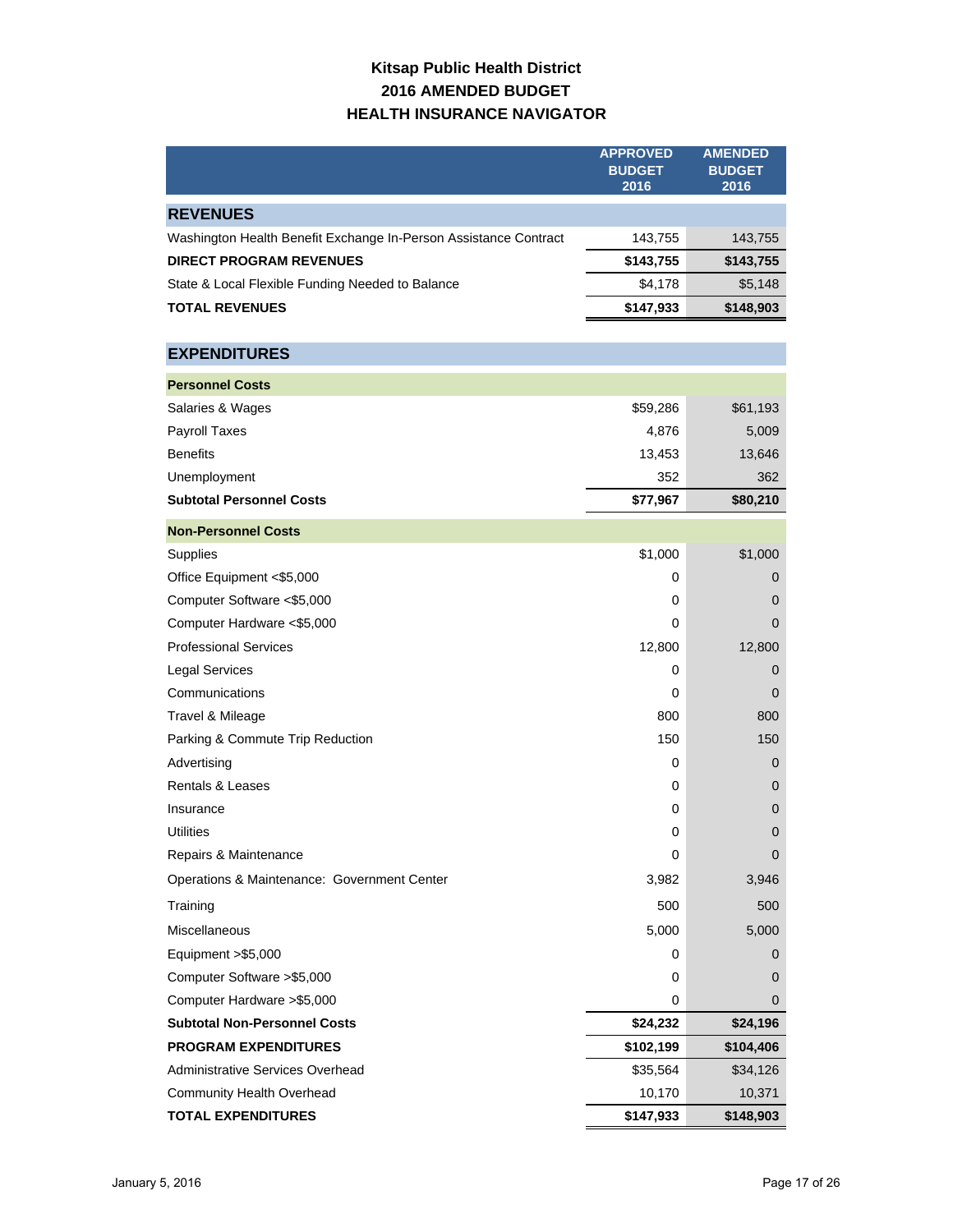# Kitsap Public Health District
## 2016 AMENDED BUDGET
## HEALTH INSURANCE NAVIGATOR

| | APPROVED BUDGET 2016 | AMENDED BUDGET 2016 |
|---|---|---|
| **REVENUES** | | |
| Washington Health Benefit Exchange In-Person Assistance Contract | 143,755 | 143,755 |
| **DIRECT PROGRAM REVENUES** | **$143,755** | **$143,755** |
| State & Local Flexible Funding Needed to Balance | $4,178 | $5,148 |
| **TOTAL REVENUES** | **$147,933** | **$148,903** |
| **EXPENDITURES** | | |
| **Personnel Costs** | | |
| Salaries & Wages | $59,286 | $61,193 |
| Payroll Taxes | 4,876 | 5,009 |
| Benefits | 13,453 | 13,646 |
| Unemployment | 352 | 362 |
| **Subtotal Personnel Costs** | **$77,967** | **$80,210** |
| **Non-Personnel Costs** | | |
| Supplies | $1,000 | $1,000 |
| Office Equipment <$5,000 | 0 | 0 |
| Computer Software <$5,000 | 0 | 0 |
| Computer Hardware <$5,000 | 0 | 0 |
| Professional Services | 12,800 | 12,800 |
| Legal Services | 0 | 0 |
| Communications | 0 | 0 |
| Travel & Mileage | 800 | 800 |
| Parking & Commute Trip Reduction | 150 | 150 |
| Advertising | 0 | 0 |
| Rentals & Leases | 0 | 0 |
| Insurance | 0 | 0 |
| Utilities | 0 | 0 |
| Repairs & Maintenance | 0 | 0 |
| Operations & Maintenance: Government Center | 3,982 | 3,946 |
| Training | 500 | 500 |
| Miscellaneous | 5,000 | 5,000 |
| Equipment >$5,000 | 0 | 0 |
| Computer Software >$5,000 | 0 | 0 |
| Computer Hardware >$5,000 | 0 | 0 |
| **Subtotal Non-Personnel Costs** | **$24,232** | **$24,196** |
| **PROGRAM EXPENDITURES** | **$102,199** | **$104,406** |
| Administrative Services Overhead | $35,564 | $34,126 |
| Community Health Overhead | 10,170 | 10,371 |
| **TOTAL EXPENDITURES** | **$147,933** | **$148,903** |

January 5, 2016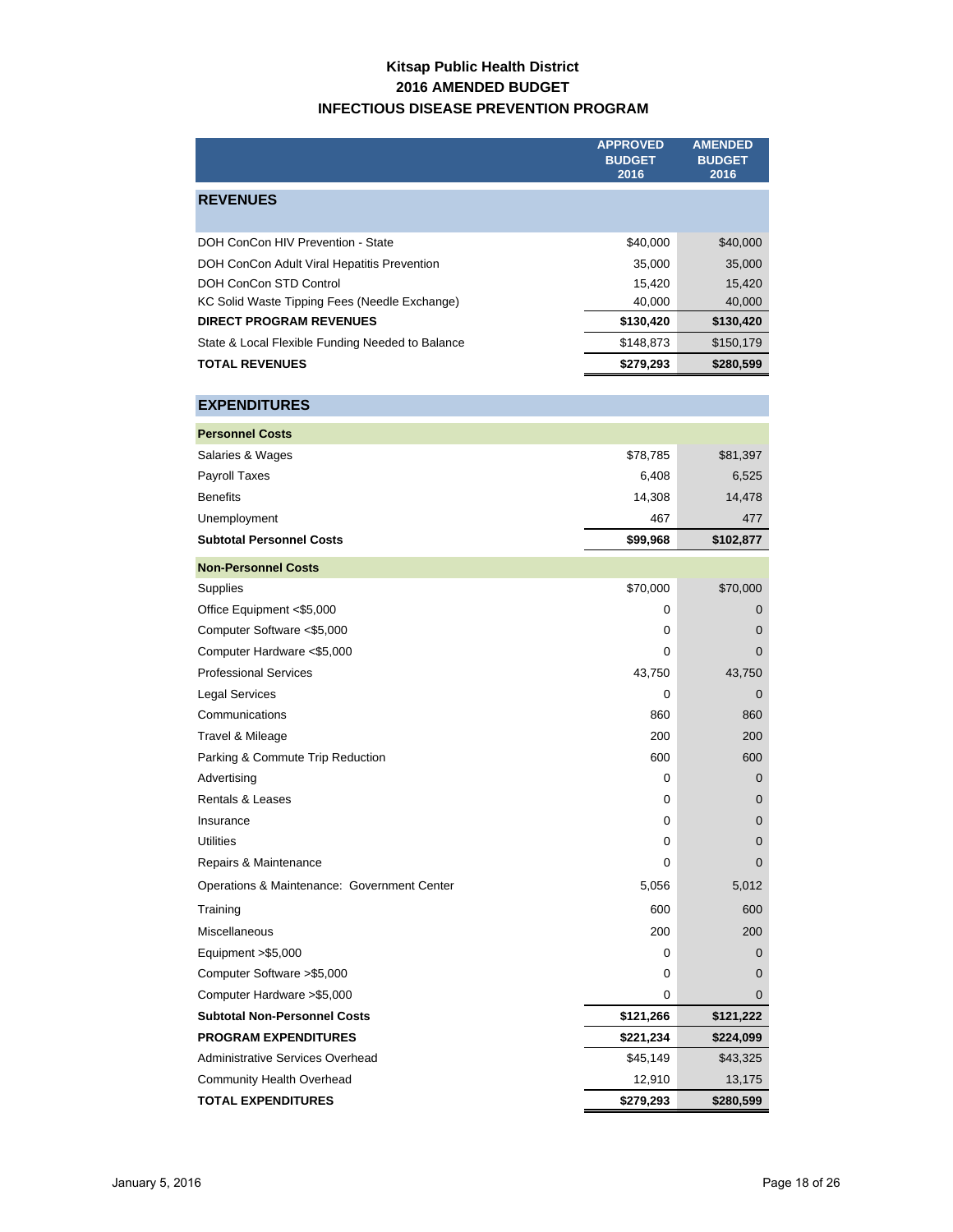# Kitsap Public Health District
## 2016 AMENDED BUDGET
## INFECTIOUS DISEASE PREVENTION PROGRAM

| | APPROVED BUDGET 2016 | AMENDED BUDGET 2016 |
|---|---|---|
| **REVENUES** | | |
| DOH ConCon HIV Prevention - State | $40,000 | $40,000 |
| DOH ConCon Adult Viral Hepatitis Prevention | 35,000 | 35,000 |
| DOH ConCon STD Control | 15,420 | 15,420 |
| KC Solid Waste Tipping Fees (Needle Exchange) | 40,000 | 40,000 |
| **DIRECT PROGRAM REVENUES** | **$130,420** | **$130,420** |
| State & Local Flexible Funding Needed to Balance | $148,873 | $150,179 |
| **TOTAL REVENUES** | **$279,293** | **$280,599** |
| **EXPENDITURES** | | |
| **Personnel Costs** | | |
| Salaries & Wages | $78,785 | $81,397 |
| Payroll Taxes | 6,408 | 6,525 |
| Benefits | 14,308 | 14,478 |
| Unemployment | 467 | 477 |
| **Subtotal Personnel Costs** | **$99,968** | **$102,877** |
| **Non-Personnel Costs** | | |
| Supplies | $70,000 | $70,000 |
| Office Equipment <$5,000 | 0 | 0 |
| Computer Software <$5,000 | 0 | 0 |
| Computer Hardware <$5,000 | 0 | 0 |
| Professional Services | 43,750 | 43,750 |
| Legal Services | 0 | 0 |
| Communications | 860 | 860 |
| Travel & Mileage | 200 | 200 |
| Parking & Commute Trip Reduction | 600 | 600 |
| Advertising | 0 | 0 |
| Rentals & Leases | 0 | 0 |
| Insurance | 0 | 0 |
| Utilities | 0 | 0 |
| Repairs & Maintenance | 0 | 0 |
| Operations & Maintenance: Government Center | 5,056 | 5,012 |
| Training | 600 | 600 |
| Miscellaneous | 200 | 200 |
| Equipment >$5,000 | 0 | 0 |
| Computer Software >$5,000 | 0 | 0 |
| Computer Hardware >$5,000 | 0 | 0 |
| **Subtotal Non-Personnel Costs** | **$121,266** | **$121,222** |
| **PROGRAM EXPENDITURES** | **$221,234** | **$224,099** |
| Administrative Services Overhead | $45,149 | $43,325 |
| Community Health Overhead | 12,910 | 13,175 |
| **TOTAL EXPENDITURES** | **$279,293** | **$280,599** |

January 5, 2016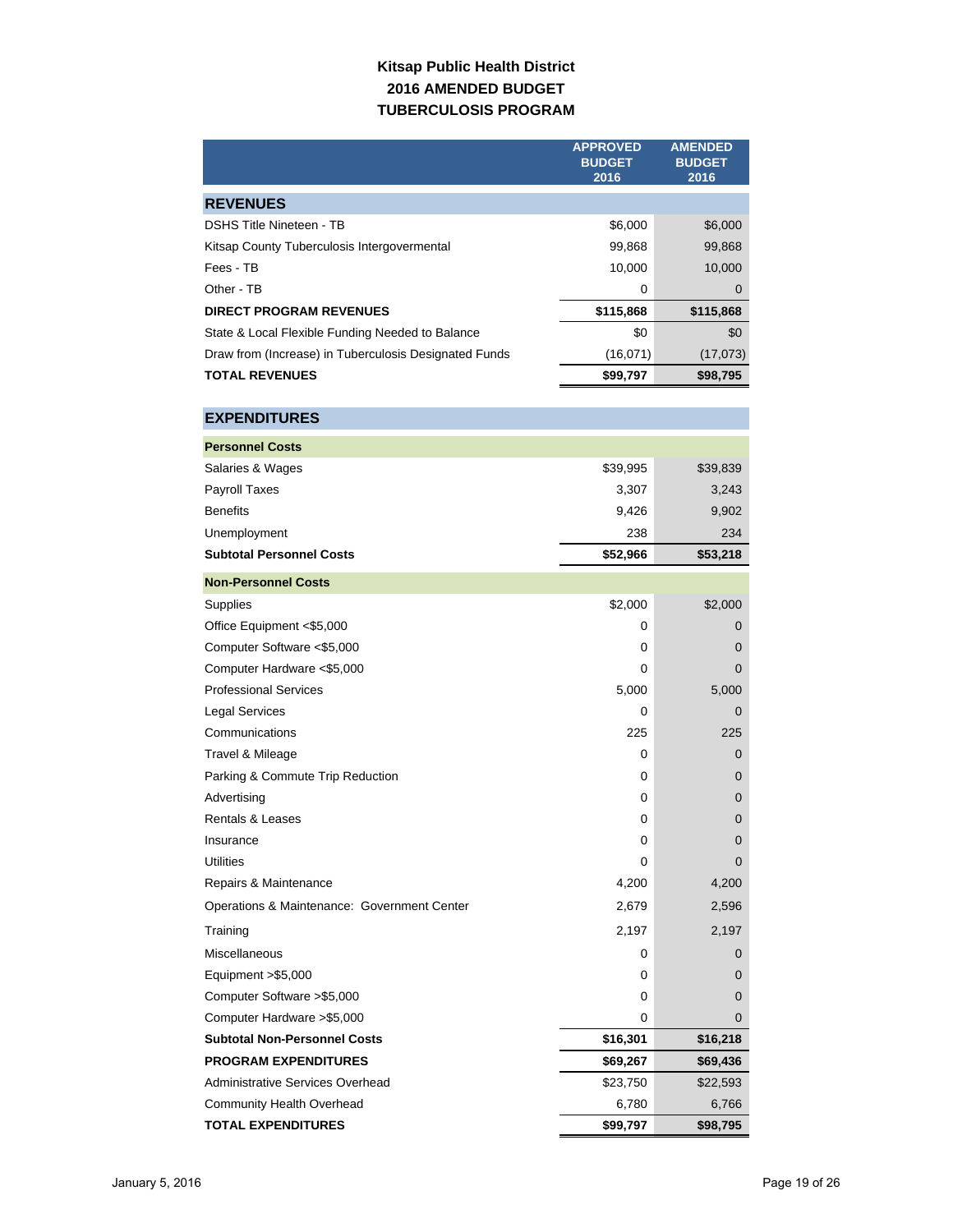# Kitsap Public Health District
## 2016 AMENDED BUDGET
## TUBERCULOSIS PROGRAM

| | APPROVED BUDGET 2016 | AMENDED BUDGET 2016 |
|---|---|---|
| **REVENUES** | | |
| DSHS Title Nineteen - TB | $6,000 | $6,000 |
| Kitsap County Tuberculosis Intergovermental | 99,868 | 99,868 |
| Fees - TB | 10,000 | 10,000 |
| Other - TB | 0 | 0 |
| **DIRECT PROGRAM REVENUES** | **$115,868** | **$115,868** |
| State & Local Flexible Funding Needed to Balance | $0 | $0 |
| Draw from (Increase) in Tuberculosis Designated Funds | (16,071) | (17,073) |
| **TOTAL REVENUES** | **$99,797** | **$98,795** |
| **EXPENDITURES** | | |
| **Personnel Costs** | | |
| Salaries & Wages | $39,995 | $39,839 |
| Payroll Taxes | 3,307 | 3,243 |
| Benefits | 9,426 | 9,902 |
| Unemployment | 238 | 234 |
| **Subtotal Personnel Costs** | **$52,966** | **$53,218** |
| **Non-Personnel Costs** | | |
| Supplies | $2,000 | $2,000 |
| Office Equipment <$5,000 | 0 | 0 |
| Computer Software <$5,000 | 0 | 0 |
| Computer Hardware <$5,000 | 0 | 0 |
| Professional Services | 5,000 | 5,000 |
| Legal Services | 0 | 0 |
| Communications | 225 | 225 |
| Travel & Mileage | 0 | 0 |
| Parking & Commute Trip Reduction | 0 | 0 |
| Advertising | 0 | 0 |
| Rentals & Leases | 0 | 0 |
| Insurance | 0 | 0 |
| Utilities | 0 | 0 |
| Repairs & Maintenance | 4,200 | 4,200 |
| Operations & Maintenance: Government Center | 2,679 | 2,596 |
| Training | 2,197 | 2,197 |
| Miscellaneous | 0 | 0 |
| Equipment >$5,000 | 0 | 0 |
| Computer Software >$5,000 | 0 | 0 |
| Computer Hardware >$5,000 | 0 | 0 |
| **Subtotal Non-Personnel Costs** | **$16,301** | **$16,218** |
| **PROGRAM EXPENDITURES** | **$69,267** | **$69,436** |
| Administrative Services Overhead | $23,750 | $22,593 |
| Community Health Overhead | 6,780 | 6,766 |
| **TOTAL EXPENDITURES** | **$99,797** | **$98,795** |

January 5, 2016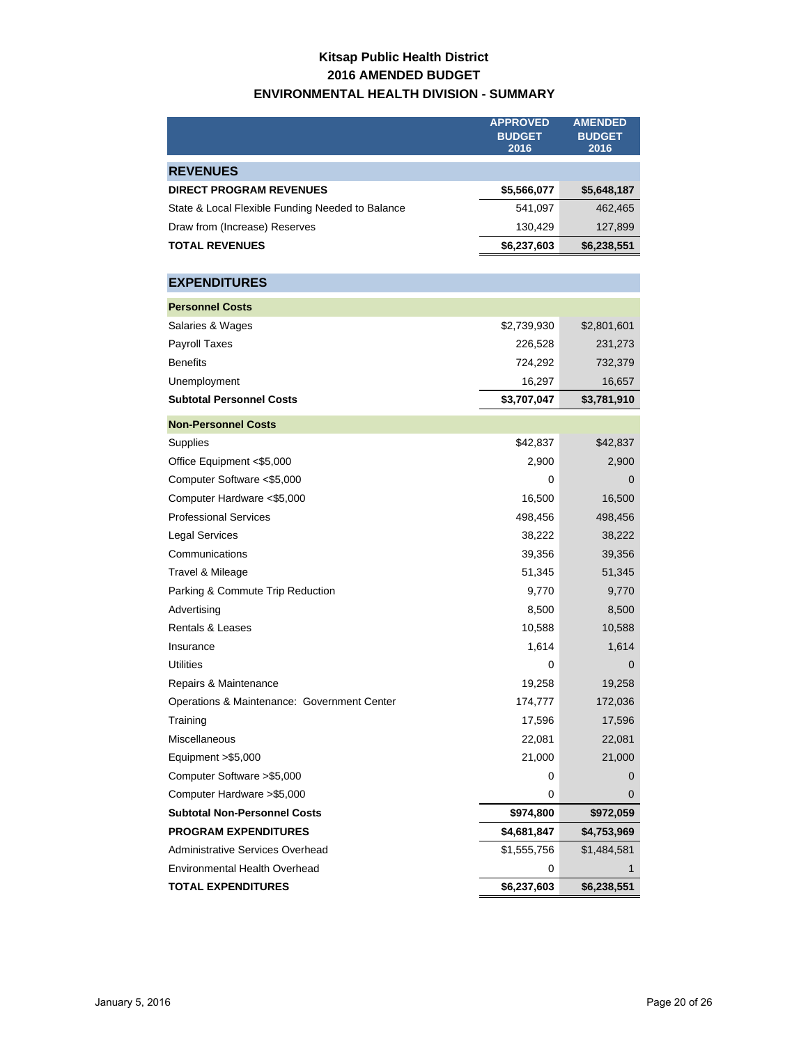# Kitsap Public Health District
## 2016 AMENDED BUDGET
## ENVIRONMENTAL HEALTH DIVISION - SUMMARY

| | APPROVED BUDGET 2016 | AMENDED BUDGET 2016 |
|---|---|---|
| **REVENUES** | | |
| **DIRECT PROGRAM REVENUES** | **$5,566,077** | **$5,648,187** |
| State & Local Flexible Funding Needed to Balance | 541,097 | 462,465 |
| Draw from (Increase) Reserves | 130,429 | 127,899 |
| **TOTAL REVENUES** | **$6,237,603** | **$6,238,551** |
| | | |
| **EXPENDITURES** | | |
| **Personnel Costs** | | |
| Salaries & Wages | $2,739,930 | $2,801,601 |
| Payroll Taxes | 226,528 | 231,273 |
| Benefits | 724,292 | 732,379 |
| Unemployment | 16,297 | 16,657 |
| **Subtotal Personnel Costs** | **$3,707,047** | **$3,781,910** |
| **Non-Personnel Costs** | | |
| Supplies | $42,837 | $42,837 |
| Office Equipment <$5,000 | 2,900 | 2,900 |
| Computer Software <$5,000 | 0 | 0 |
| Computer Hardware <$5,000 | 16,500 | 16,500 |
| Professional Services | 498,456 | 498,456 |
| Legal Services | 38,222 | 38,222 |
| Communications | 39,356 | 39,356 |
| Travel & Mileage | 51,345 | 51,345 |
| Parking & Commute Trip Reduction | 9,770 | 9,770 |
| Advertising | 8,500 | 8,500 |
| Rentals & Leases | 10,588 | 10,588 |
| Insurance | 1,614 | 1,614 |
| Utilities | 0 | 0 |
| Repairs & Maintenance | 19,258 | 19,258 |
| Operations & Maintenance: Government Center | 174,777 | 172,036 |
| Training | 17,596 | 17,596 |
| Miscellaneous | 22,081 | 22,081 |
| Equipment >$5,000 | 21,000 | 21,000 |
| Computer Software >$5,000 | 0 | 0 |
| Computer Hardware >$5,000 | 0 | 0 |
| **Subtotal Non-Personnel Costs** | **$974,800** | **$972,059** |
| **PROGRAM EXPENDITURES** | **$4,681,847** | **$4,753,969** |
| Administrative Services Overhead | $1,555,756 | $1,484,581 |
| Environmental Health Overhead | 0 | 1 |
| **TOTAL EXPENDITURES** | **$6,237,603** | **$6,238,551** |

January 5, 2016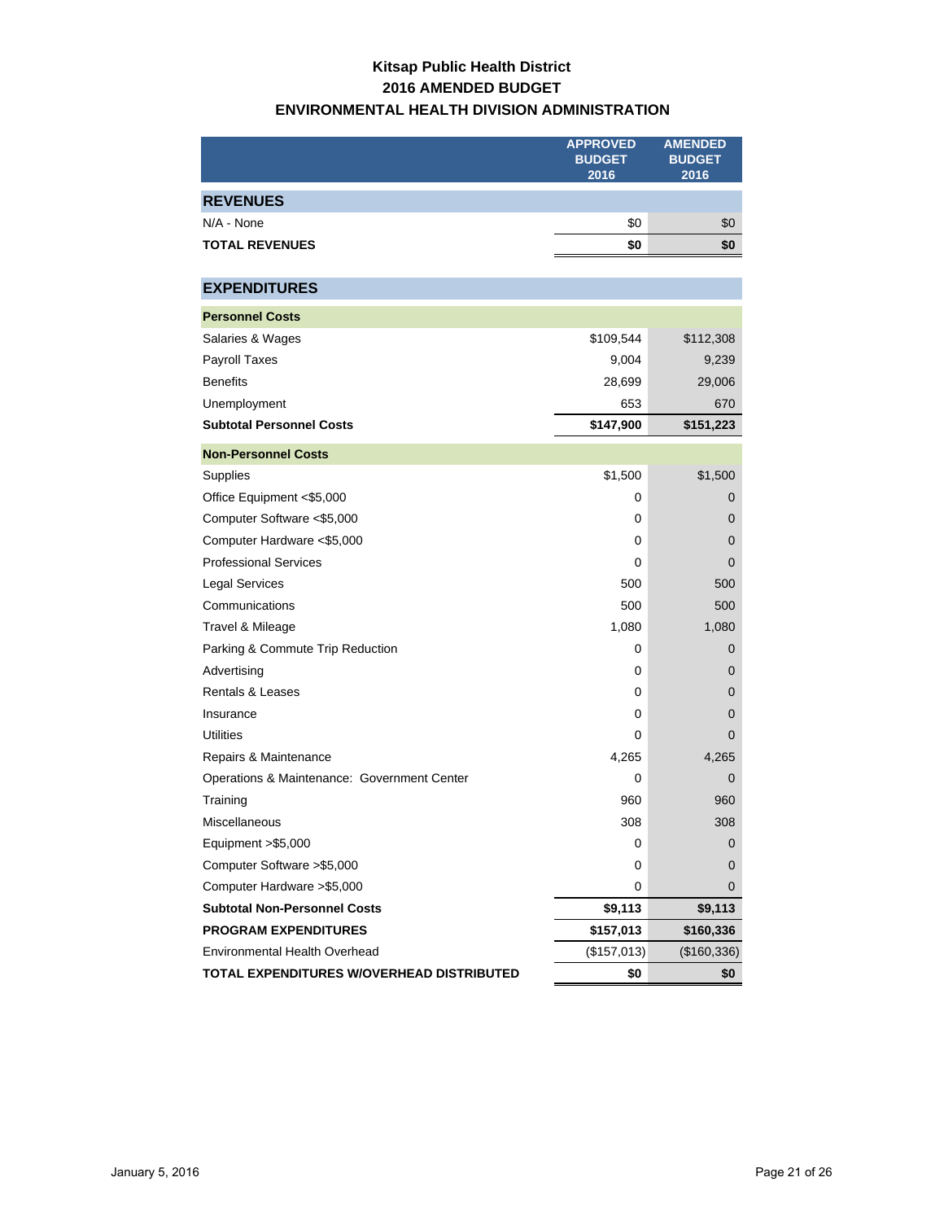# Kitsap Public Health District
## 2016 AMENDED BUDGET
## ENVIRONMENTAL HEALTH DIVISION ADMINISTRATION

| | APPROVED BUDGET 2016 | AMENDED BUDGET 2016 |
|---|---|---|
| **REVENUES** | | |
| N/A - None | $0 | $0 |
| **TOTAL REVENUES** | **$0** | **$0** |
| **EXPENDITURES** | | |
| **Personnel Costs** | | |
| Salaries & Wages | $109,544 | $112,308 |
| Payroll Taxes | 9,004 | 9,239 |
| Benefits | 28,699 | 29,006 |
| Unemployment | 653 | 670 |
| **Subtotal Personnel Costs** | **$147,900** | **$151,223** |
| **Non-Personnel Costs** | | |
| Supplies | $1,500 | $1,500 |
| Office Equipment <$5,000 | 0 | 0 |
| Computer Software <$5,000 | 0 | 0 |
| Computer Hardware <$5,000 | 0 | 0 |
| Professional Services | 0 | 0 |
| Legal Services | 500 | 500 |
| Communications | 500 | 500 |
| Travel & Mileage | 1,080 | 1,080 |
| Parking & Commute Trip Reduction | 0 | 0 |
| Advertising | 0 | 0 |
| Rentals & Leases | 0 | 0 |
| Insurance | 0 | 0 |
| Utilities | 0 | 0 |
| Repairs & Maintenance | 4,265 | 4,265 |
| Operations & Maintenance: Government Center | 0 | 0 |
| Training | 960 | 960 |
| Miscellaneous | 308 | 308 |
| Equipment >$5,000 | 0 | 0 |
| Computer Software >$5,000 | 0 | 0 |
| Computer Hardware >$5,000 | 0 | 0 |
| **Subtotal Non-Personnel Costs** | **$9,113** | **$9,113** |
| **PROGRAM EXPENDITURES** | **$157,013** | **$160,336** |
| Environmental Health Overhead | ($157,013) | ($160,336) |
| **TOTAL EXPENDITURES W/OVERHEAD DISTRIBUTED** | **$0** | **$0** |

January 5, 2016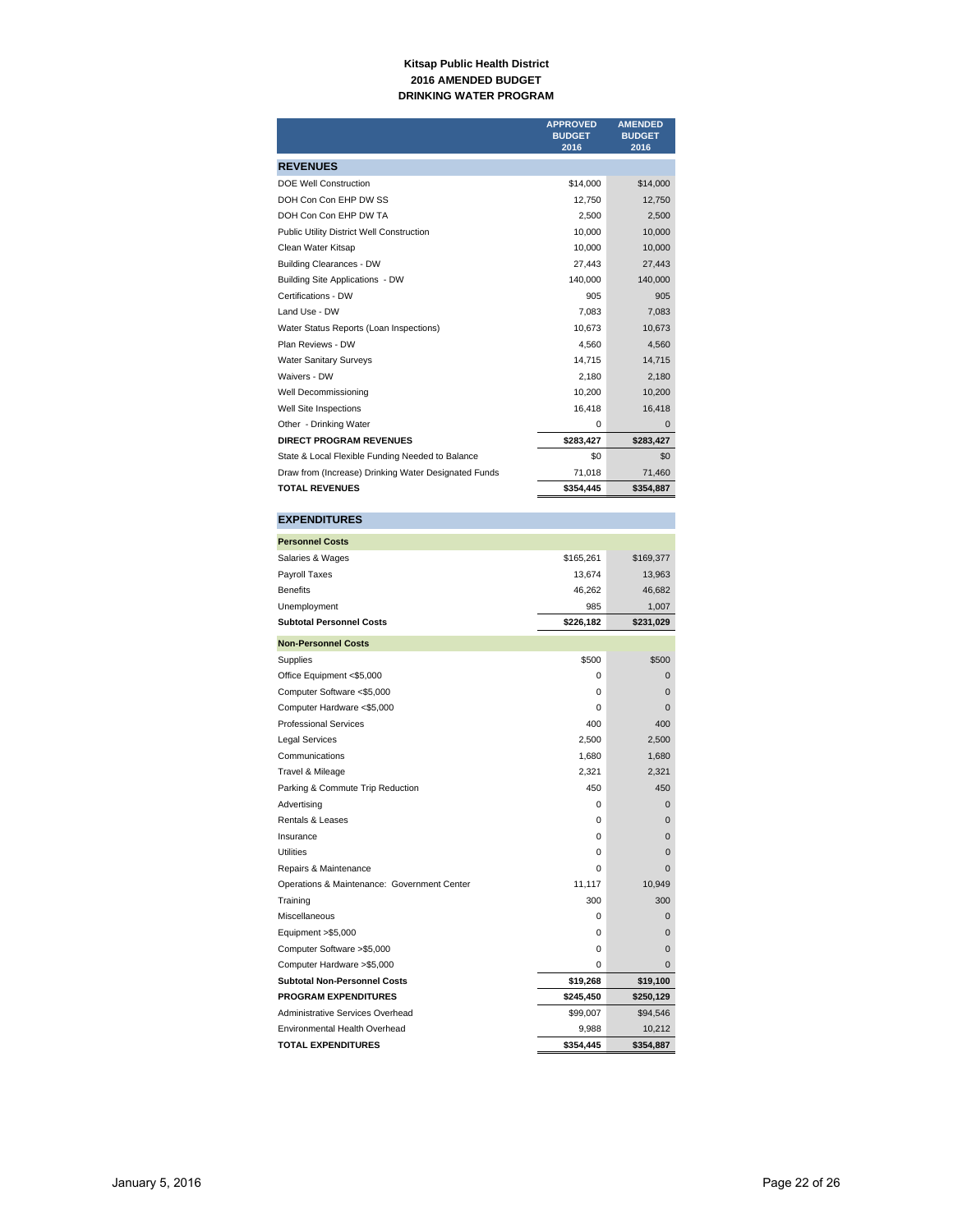**Kitsap Public Health District**
**2016 AMENDED BUDGET**
**DRINKING WATER PROGRAM**

| | APPROVED BUDGET 2016 | AMENDED BUDGET 2016 |
|---|---|---|
| **REVENUES** | | |
| DOE Well Construction | $14,000 | $14,000 |
| DOH Con Con EHP DW SS | 12,750 | 12,750 |
| DOH Con Con EHP DW TA | 2,500 | 2,500 |
| Public Utility District Well Construction | 10,000 | 10,000 |
| Clean Water Kitsap | 10,000 | 10,000 |
| Building Clearances - DW | 27,443 | 27,443 |
| Building Site Applications - DW | 140,000 | 140,000 |
| Certifications - DW | 905 | 905 |
| Land Use - DW | 7,083 | 7,083 |
| Water Status Reports (Loan Inspections) | 10,673 | 10,673 |
| Plan Reviews - DW | 4,560 | 4,560 |
| Water Sanitary Surveys | 14,715 | 14,715 |
| Waivers - DW | 2,180 | 2,180 |
| Well Decommissioning | 10,200 | 10,200 |
| Well Site Inspections | 16,418 | 16,418 |
| Other - Drinking Water | 0 | 0 |
| **DIRECT PROGRAM REVENUES** | **$283,427** | **$283,427** |
| State & Local Flexible Funding Needed to Balance | $0 | $0 |
| Draw from (Increase) Drinking Water Designated Funds | 71,018 | 71,460 |
| **TOTAL REVENUES** | **$354,445** | **$354,887** |
| **EXPENDITURES** | | |
| **Personnel Costs** | | |
| Salaries & Wages | $165,261 | $169,377 |
| Payroll Taxes | 13,674 | 13,963 |
| Benefits | 46,262 | 46,682 |
| Unemployment | 985 | 1,007 |
| **Subtotal Personnel Costs** | **$226,182** | **$231,029** |
| **Non-Personnel Costs** | | |
| Supplies | $500 | $500 |
| Office Equipment <$5,000 | 0 | 0 |
| Computer Software <$5,000 | 0 | 0 |
| Computer Hardware <$5,000 | 0 | 0 |
| Professional Services | 400 | 400 |
| Legal Services | 2,500 | 2,500 |
| Communications | 1,680 | 1,680 |
| Travel & Mileage | 2,321 | 2,321 |
| Parking & Commute Trip Reduction | 450 | 450 |
| Advertising | 0 | 0 |
| Rentals & Leases | 0 | 0 |
| Insurance | 0 | 0 |
| Utilities | 0 | 0 |
| Repairs & Maintenance | 0 | 0 |
| Operations & Maintenance: Government Center | 11,117 | 10,949 |
| Training | 300 | 300 |
| Miscellaneous | 0 | 0 |
| Equipment >$5,000 | 0 | 0 |
| Computer Software >$5,000 | 0 | 0 |
| Computer Hardware >$5,000 | 0 | 0 |
| **Subtotal Non-Personnel Costs** | **$19,268** | **$19,100** |
| **PROGRAM EXPENDITURES** | **$245,450** | **$250,129** |
| Administrative Services Overhead | $99,007 | $94,546 |
| Environmental Health Overhead | 9,988 | 10,212 |
| **TOTAL EXPENDITURES** | **$354,445** | **$354,887** |

January 5, 2016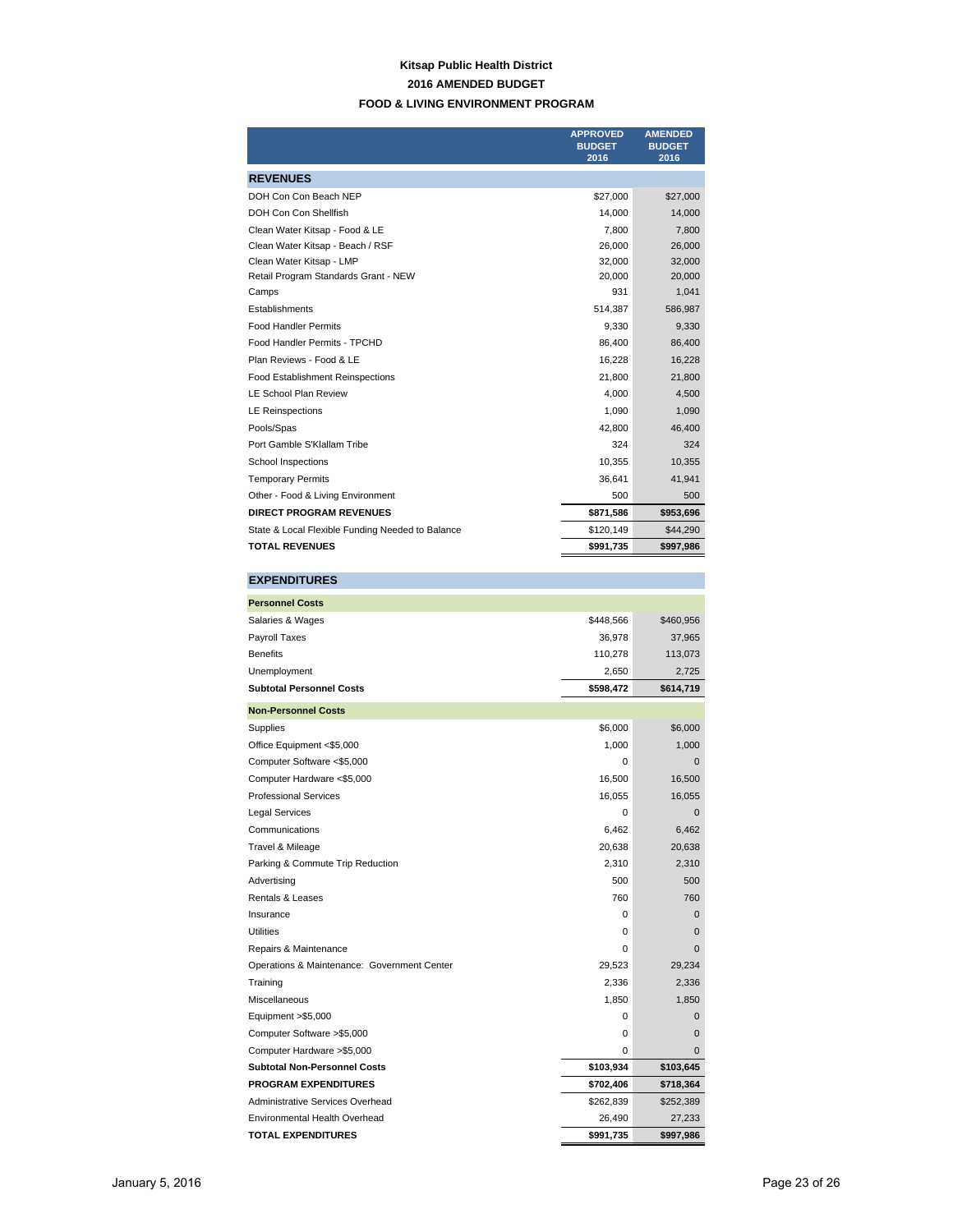# Kitsap Public Health District

## 2016 AMENDED BUDGET

## FOOD & LIVING ENVIRONMENT PROGRAM

| | APPROVED BUDGET 2016 | AMENDED BUDGET 2016 |
|---|---|---|
| **REVENUES** | | |
| DOH Con Con Beach NEP | $27,000 | $27,000 |
| DOH Con Con Shellfish | 14,000 | 14,000 |
| Clean Water Kitsap - Food & LE | 7,800 | 7,800 |
| Clean Water Kitsap - Beach / RSF | 26,000 | 26,000 |
| Clean Water Kitsap - LMP | 32,000 | 32,000 |
| Retail Program Standards Grant - NEW | 20,000 | 20,000 |
| Camps | 931 | 1,041 |
| Establishments | 514,387 | 586,987 |
| Food Handler Permits | 9,330 | 9,330 |
| Food Handler Permits - TPCHD | 86,400 | 86,400 |
| Plan Reviews - Food & LE | 16,228 | 16,228 |
| Food Establishment Reinspections | 21,800 | 21,800 |
| LE School Plan Review | 4,000 | 4,500 |
| LE Reinspections | 1,090 | 1,090 |
| Pools/Spas | 42,800 | 46,400 |
| Port Gamble S'Klallam Tribe | 324 | 324 |
| School Inspections | 10,355 | 10,355 |
| Temporary Permits | 36,641 | 41,941 |
| Other - Food & Living Environment | 500 | 500 |
| **DIRECT PROGRAM REVENUES** | **$871,586** | **$953,696** |
| State & Local Flexible Funding Needed to Balance | $120,149 | $44,290 |
| **TOTAL REVENUES** | **$991,735** | **$997,986** |
| **EXPENDITURES** | | |
| **Personnel Costs** | | |
| Salaries & Wages | $448,566 | $460,956 |
| Payroll Taxes | 36,978 | 37,965 |
| Benefits | 110,278 | 113,073 |
| Unemployment | 2,650 | 2,725 |
| **Subtotal Personnel Costs** | **$598,472** | **$614,719** |
| **Non-Personnel Costs** | | |
| Supplies | $6,000 | $6,000 |
| Office Equipment <$5,000 | 1,000 | 1,000 |
| Computer Software <$5,000 | 0 | 0 |
| Computer Hardware <$5,000 | 16,500 | 16,500 |
| Professional Services | 16,055 | 16,055 |
| Legal Services | 0 | 0 |
| Communications | 6,462 | 6,462 |
| Travel & Mileage | 20,638 | 20,638 |
| Parking & Commute Trip Reduction | 2,310 | 2,310 |
| Advertising | 500 | 500 |
| Rentals & Leases | 760 | 760 |
| Insurance | 0 | 0 |
| Utilities | 0 | 0 |
| Repairs & Maintenance | 0 | 0 |
| Operations & Maintenance: Government Center | 29,523 | 29,234 |
| Training | 2,336 | 2,336 |
| Miscellaneous | 1,850 | 1,850 |
| Equipment >$5,000 | 0 | 0 |
| Computer Software >$5,000 | 0 | 0 |
| Computer Hardware >$5,000 | 0 | 0 |
| **Subtotal Non-Personnel Costs** | **$103,934** | **$103,645** |
| **PROGRAM EXPENDITURES** | **$702,406** | **$718,364** |
| Administrative Services Overhead | $262,839 | $252,389 |
| Environmental Health Overhead | 26,490 | 27,233 |
| **TOTAL EXPENDITURES** | **$991,735** | **$997,986** |

January 5, 2016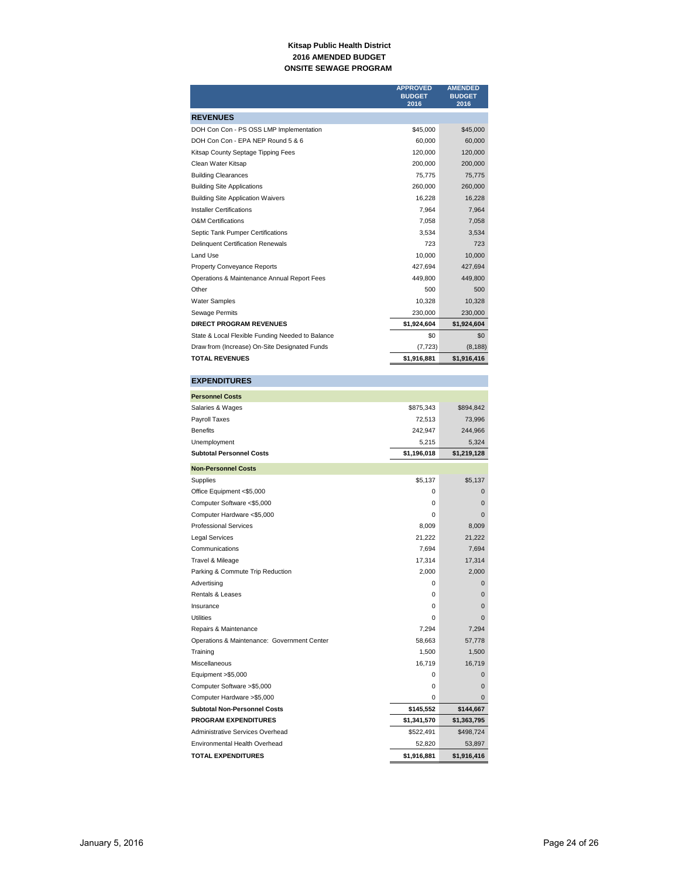**Kitsap Public Health District**
**2016 AMENDED BUDGET**
**ONSITE SEWAGE PROGRAM**

| | APPROVED BUDGET 2016 | AMENDED BUDGET 2016 |
|---|---|---|
| **REVENUES** | | |
| DOH Con Con - PS OSS LMP Implementation | $45,000 | $45,000 |
| DOH Con Con - EPA NEP Round 5 & 6 | 60,000 | 60,000 |
| Kitsap County Septage Tipping Fees | 120,000 | 120,000 |
| Clean Water Kitsap | 200,000 | 200,000 |
| Building Clearances | 75,775 | 75,775 |
| Building Site Applications | 260,000 | 260,000 |
| Building Site Application Waivers | 16,228 | 16,228 |
| Installer Certifications | 7,964 | 7,964 |
| O&M Certifications | 7,058 | 7,058 |
| Septic Tank Pumper Certifications | 3,534 | 3,534 |
| Delinquent Certification Renewals | 723 | 723 |
| Land Use | 10,000 | 10,000 |
| Property Conveyance Reports | 427,694 | 427,694 |
| Operations & Maintenance Annual Report Fees | 449,800 | 449,800 |
| Other | 500 | 500 |
| Water Samples | 10,328 | 10,328 |
| Sewage Permits | 230,000 | 230,000 |
| **DIRECT PROGRAM REVENUES** | **$1,924,604** | **$1,924,604** |
| State & Local Flexible Funding Needed to Balance | $0 | $0 |
| Draw from (Increase) On-Site Designated Funds | (7,723) | (8,188) |
| **TOTAL REVENUES** | **$1,916,881** | **$1,916,416** |
| **EXPENDITURES** | | |
| **Personnel Costs** | | |
| Salaries & Wages | $875,343 | $894,842 |
| Payroll Taxes | 72,513 | 73,996 |
| Benefits | 242,947 | 244,966 |
| Unemployment | 5,215 | 5,324 |
| **Subtotal Personnel Costs** | **$1,196,018** | **$1,219,128** |
| **Non-Personnel Costs** | | |
| Supplies | $5,137 | $5,137 |
| Office Equipment <$5,000 | 0 | 0 |
| Computer Software <$5,000 | 0 | 0 |
| Computer Hardware <$5,000 | 0 | 0 |
| Professional Services | 8,009 | 8,009 |
| Legal Services | 21,222 | 21,222 |
| Communications | 7,694 | 7,694 |
| Travel & Mileage | 17,314 | 17,314 |
| Parking & Commute Trip Reduction | 2,000 | 2,000 |
| Advertising | 0 | 0 |
| Rentals & Leases | 0 | 0 |
| Insurance | 0 | 0 |
| Utilities | 0 | 0 |
| Repairs & Maintenance | 7,294 | 7,294 |
| Operations & Maintenance: Government Center | 58,663 | 57,778 |
| Training | 1,500 | 1,500 |
| Miscellaneous | 16,719 | 16,719 |
| Equipment >$5,000 | 0 | 0 |
| Computer Software >$5,000 | 0 | 0 |
| Computer Hardware >$5,000 | 0 | 0 |
| **Subtotal Non-Personnel Costs** | **$145,552** | **$144,667** |
| **PROGRAM EXPENDITURES** | **$1,341,570** | **$1,363,795** |
| Administrative Services Overhead | $522,491 | $498,724 |
| Environmental Health Overhead | 52,820 | 53,897 |
| **TOTAL EXPENDITURES** | **$1,916,881** | **$1,916,416** |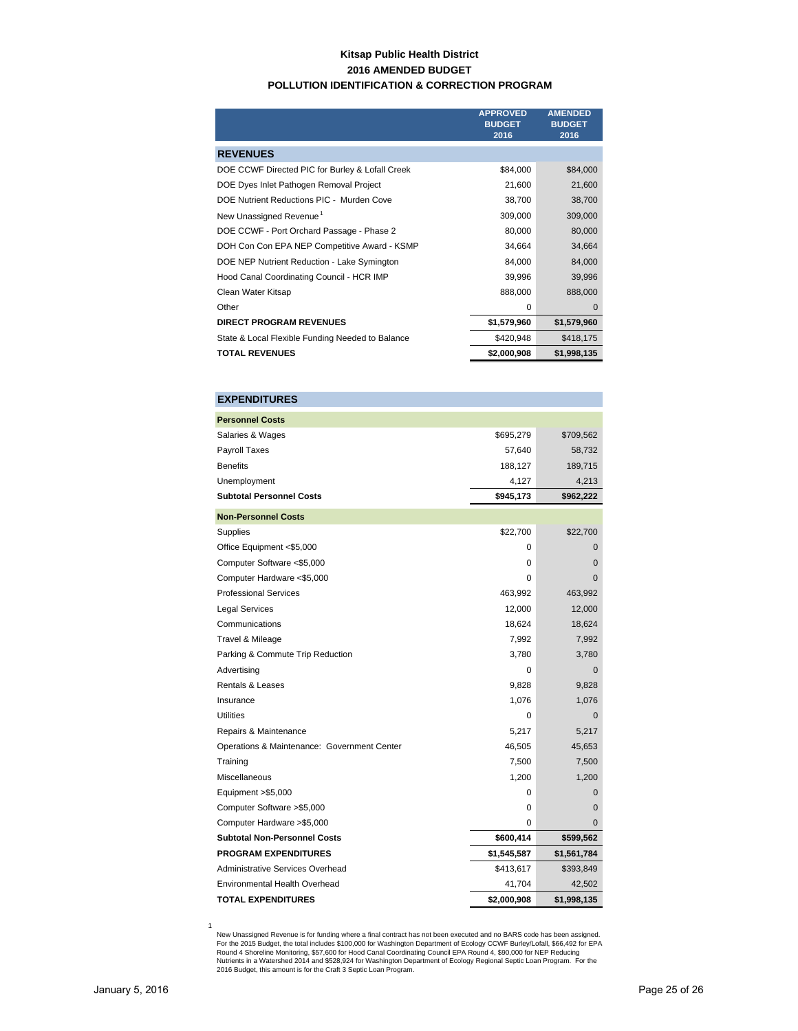**Kitsap Public Health District**
**2016 AMENDED BUDGET**
**POLLUTION IDENTIFICATION & CORRECTION PROGRAM**

| | APPROVED BUDGET 2016 | AMENDED BUDGET 2016 |
|---|---|---|
| **REVENUES** | | |
| DOE CCWF Directed PIC for Burley & Lofall Creek | $84,000 | $84,000 |
| DOE Dyes Inlet Pathogen Removal Project | 21,600 | 21,600 |
| DOE Nutrient Reductions PIC - Murden Cove | 38,700 | 38,700 |
| New Unassigned Revenue[1] | 309,000 | 309,000 |
| DOE CCWF - Port Orchard Passage - Phase 2 | 80,000 | 80,000 |
| DOH Con Con EPA NEP Competitive Award - KSMP | 34,664 | 34,664 |
| DOE NEP Nutrient Reduction - Lake Symington | 84,000 | 84,000 |
| Hood Canal Coordinating Council - HCR IMP | 39,996 | 39,996 |
| Clean Water Kitsap | 888,000 | 888,000 |
| Other | 0 | 0 |
| **DIRECT PROGRAM REVENUES** | **$1,579,960** | **$1,579,960** |
| State & Local Flexible Funding Needed to Balance | $420,948 | $418,175 |
| **TOTAL REVENUES** | **$2,000,908** | **$1,998,135** |

| | APPROVED BUDGET 2016 | AMENDED BUDGET 2016 |
|---|---|---|
| **EXPENDITURES** | | |
| **Personnel Costs** | | |
| Salaries & Wages | $695,279 | $709,562 |
| Payroll Taxes | 57,640 | 58,732 |
| Benefits | 188,127 | 189,715 |
| Unemployment | 4,127 | 4,213 |
| **Subtotal Personnel Costs** | **$945,173** | **$962,222** |
| **Non-Personnel Costs** | | |
| Supplies | $22,700 | $22,700 |
| Office Equipment <$5,000 | 0 | 0 |
| Computer Software <$5,000 | 0 | 0 |
| Computer Hardware <$5,000 | 0 | 0 |
| Professional Services | 463,992 | 463,992 |
| Legal Services | 12,000 | 12,000 |
| Communications | 18,624 | 18,624 |
| Travel & Mileage | 7,992 | 7,992 |
| Parking & Commute Trip Reduction | 3,780 | 3,780 |
| Advertising | 0 | 0 |
| Rentals & Leases | 9,828 | 9,828 |
| Insurance | 1,076 | 1,076 |
| Utilities | 0 | 0 |
| Repairs & Maintenance | 5,217 | 5,217 |
| Operations & Maintenance: Government Center | 46,505 | 45,653 |
| Training | 7,500 | 7,500 |
| Miscellaneous | 1,200 | 1,200 |
| Equipment >$5,000 | 0 | 0 |
| Computer Software >$5,000 | 0 | 0 |
| Computer Hardware >$5,000 | 0 | 0 |
| **Subtotal Non-Personnel Costs** | **$600,414** | **$599,562** |
| **PROGRAM EXPENDITURES** | **$1,545,587** | **$1,561,784** |
| Administrative Services Overhead | $413,617 | $393,849 |
| Environmental Health Overhead | 41,704 | 42,502 |
| **TOTAL EXPENDITURES** | **$2,000,908** | **$1,998,135** |

[1] New Unassigned Revenue is for funding where a final contract has not been executed and no BARS code has been assigned. For the 2015 Budget, the total includes $100,000 for Washington Department of Ecology CCWF Burley/Lofall, $66,492 for EPA Round 4 Shoreline Monitoring, $57,600 for Hood Canal Coordinating Council EPA Round 4, $90,000 for NEP Reducing Nutrients in a Watershed 2014 and $528,924 for Washington Department of Ecology Regional Septic Loan Program. For the 2016 Budget, this amount is for the Craft 3 Septic Loan Program.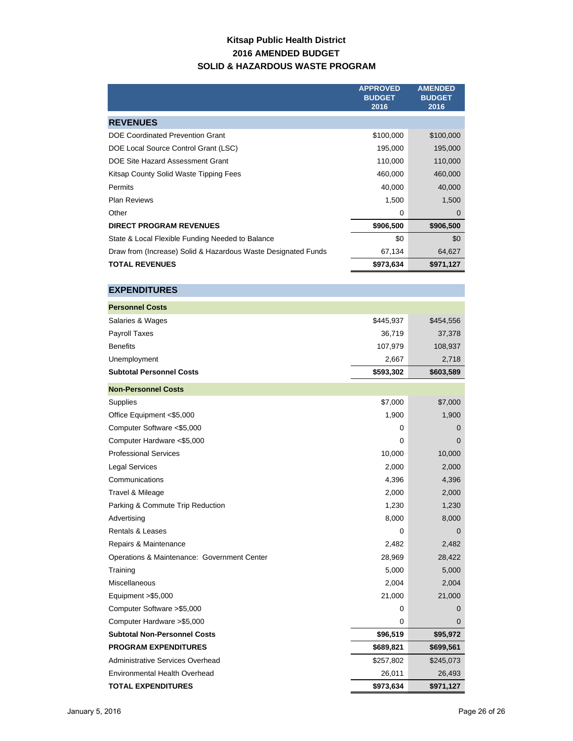# Kitsap Public Health District
## 2016 AMENDED BUDGET
## SOLID & HAZARDOUS WASTE PROGRAM

| | APPROVED BUDGET 2016 | AMENDED BUDGET 2016 |
|---|---|---|
| **REVENUES** | | |
| DOE Coordinated Prevention Grant | $100,000 | $100,000 |
| DOE Local Source Control Grant (LSC) | 195,000 | 195,000 |
| DOE Site Hazard Assessment Grant | 110,000 | 110,000 |
| Kitsap County Solid Waste Tipping Fees | 460,000 | 460,000 |
| Permits | 40,000 | 40,000 |
| Plan Reviews | 1,500 | 1,500 |
| Other | 0 | 0 |
| **DIRECT PROGRAM REVENUES** | **$906,500** | **$906,500** |
| State & Local Flexible Funding Needed to Balance | $0 | $0 |
| Draw from (Increase) Solid & Hazardous Waste Designated Funds | 67,134 | 64,627 |
| **TOTAL REVENUES** | **$973,634** | **$971,127** |
| | | |
| **EXPENDITURES** | | |
| **Personnel Costs** | | |
| Salaries & Wages | $445,937 | $454,556 |
| Payroll Taxes | 36,719 | 37,378 |
| Benefits | 107,979 | 108,937 |
| Unemployment | 2,667 | 2,718 |
| **Subtotal Personnel Costs** | **$593,302** | **$603,589** |
| **Non-Personnel Costs** | | |
| Supplies | $7,000 | $7,000 |
| Office Equipment <$5,000 | 1,900 | 1,900 |
| Computer Software <$5,000 | 0 | 0 |
| Computer Hardware <$5,000 | 0 | 0 |
| Professional Services | 10,000 | 10,000 |
| Legal Services | 2,000 | 2,000 |
| Communications | 4,396 | 4,396 |
| Travel & Mileage | 2,000 | 2,000 |
| Parking & Commute Trip Reduction | 1,230 | 1,230 |
| Advertising | 8,000 | 8,000 |
| Rentals & Leases | 0 | 0 |
| Repairs & Maintenance | 2,482 | 2,482 |
| Operations & Maintenance: Government Center | 28,969 | 28,422 |
| Training | 5,000 | 5,000 |
| Miscellaneous | 2,004 | 2,004 |
| Equipment >$5,000 | 21,000 | 21,000 |
| Computer Software >$5,000 | 0 | 0 |
| Computer Hardware >$5,000 | 0 | 0 |
| **Subtotal Non-Personnel Costs** | **$96,519** | **$95,972** |
| **PROGRAM EXPENDITURES** | **$689,821** | **$699,561** |
| Administrative Services Overhead | $257,802 | $245,073 |
| Environmental Health Overhead | 26,011 | 26,493 |
| **TOTAL EXPENDITURES** | **$973,634** | **$971,127** |

January 5, 2016